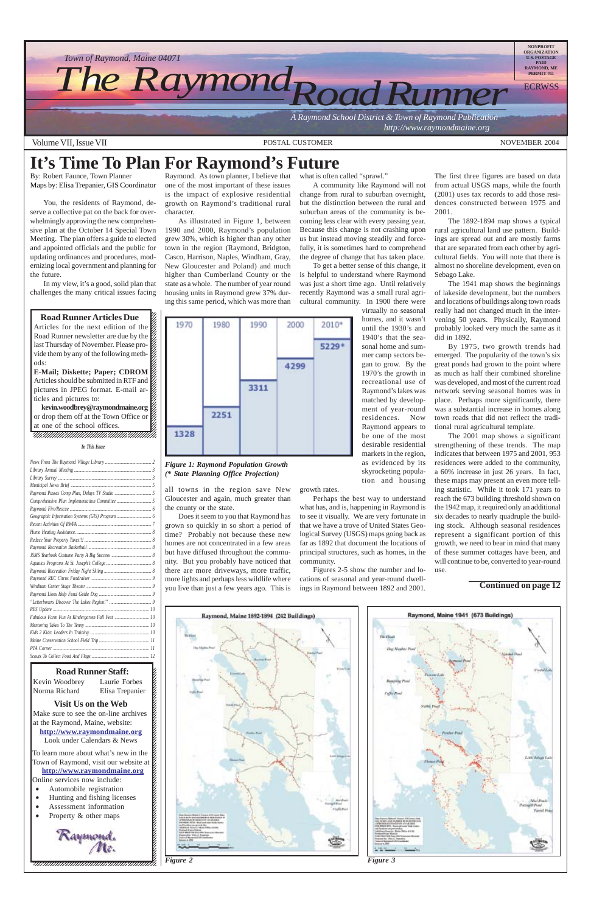Town of Raymond, Maine 04071

# The Raymond Road Runner

*A Raymond School District & Town of Raymond Publication*
*http://www.raymondmaine.org*

NONPROFIT ORGANIZATION U.S. POSTAGE PAID RAYMOND, ME PERMIT #11

ECRWSS

Volume VII, Issue VII — POSTAL CUSTOMER — NOVEMBER 2004

# It's Time To Plan For Raymond's Future

By: Robert Faunce, Town Planner
Maps by: Elisa Trepanier, GIS Coordinator

You, the residents of Raymond, deserve a collective pat on the back for overwhelmingly approving the new comprehensive plan at the October 14 Special Town Meeting. The plan offers a guide to elected and appointed officials and the public for updating ordinances and procedures, modernizing local government and planning for the future.

In my view, it's a good, solid plan that challenges the many critical issues facing Raymond. As town planner, I believe that one of the most important of these issues is the impact of explosive residential growth on Raymond's traditional rural character.

As illustrated in Figure 1, between 1990 and 2000, Raymond's population grew 30%, which is higher than any other town in the region (Raymond, Bridgton, Casco, Harrison, Naples, Windham, Gray, New Gloucester and Poland) and much higher than Cumberland County or the state as a whole. The number of year round housing units in Raymond grew 37% during this same period, which was more than all towns in the region save New Gloucester and again, much greater than the county or the state.

| 1970 | 1980 | 1990 | 2000 | 2010* |
|---|---|---|---|---|
| 1328 | 2251 | 3311 | 4299 | 5229* |

*Figure 1: Raymond Population Growth (* State Planning Office Projection)*

Does it seem to you that Raymond has grown so quickly in so short a period of time? Probably not because these new homes are not concentrated in a few areas but have diffused throughout the community. But you probably have noticed that there are more driveways, more traffic, more lights and perhaps less wildlife where you live than just a few years ago. This is what is often called "sprawl."

A community like Raymond will not change from rural to suburban overnight, but the distinction between the rural and suburban areas of the community is becoming less clear with every passing year. Because this change is not crashing upon us but instead moving steadily and forcefully, it is sometimes hard to comprehend the degree of change that has taken place.

To get a better sense of this change, it is helpful to understand where Raymond was just a short time ago. Until relatively recently Raymond was a small rural agricultural community. In 1900 there were virtually no seasonal homes, and it wasn't until the 1930's and 1940's that the seasonal home and summer camp sectors began to grow. By the 1970's the growth in recreational use of Raymond's lakes was matched by development of year-round residences. Now Raymond appears to be one of the most desirable residential markets in the region, as evidenced by its skyrocketing population and housing growth rates.

Perhaps the best way to understand what has, and is, happening in Raymond is to see it visually. We are very fortunate in that we have a trove of United States Geological Survey (USGS) maps going back as far as 1892 that document the locations of principal structures, such as homes, in the community.

Figures 2-5 show the number and locations of seasonal and year-round dwellings in Raymond between 1892 and 2001. The first three figures are based on data from actual USGS maps, while the fourth (2001) uses tax records to add those residences constructed between 1975 and 2001.

The 1892-1894 map shows a typical rural agricultural land use pattern. Buildings are spread out and are mostly farms that are separated from each other by agricultural fields. You will note that there is almost no shoreline development, even on Sebago Lake.

The 1941 map shows the beginnings of lakeside development, but the numbers and locations of buildings along town roads really had not changed much in the intervening 50 years. Physically, Raymond probably looked very much the same as it did in 1892.

By 1975, two growth trends had emerged. The popularity of the town's six great ponds had grown to the point where as much as half their combined shoreline was developed, and most of the current road network serving seasonal homes was in place. Perhaps more significantly, there was a substantial increase in homes along town roads that did not reflect the traditional rural agricultural template.

The 2001 map shows a significant strengthening of these trends. The map indicates that between 1975 and 2001, 953 residences were added to the community, a 60% increase in just 26 years. In fact, these maps may present an even more telling statistic. While it took 171 years to reach the 673 building threshold shown on the 1942 map, it required only an additional six decades to nearly quadruple the building stock. Although seasonal residences represent a significant portion of this growth, we need to bear in mind that many of these summer cottages have been, and will continue to be, converted to year-round use.

**Continued on page 12**

Raymond, Maine 1892-1894 (242 Buildings)

*Figure 2*

Raymond, Maine 1941 (673 Buildings)

*Figure 3*

## Road Runner Articles Due

Articles for the next edition of the Road Runner newsletter are due by the last Thursday of November. Please provide them by any of the following methods:

**E-Mail; Diskette; Paper; CDROM**
Articles should be submitted in RTF and pictures in JPEG format. E-mail articles and pictures to:
**kevin.woodbrey@raymondmaine.org**
or drop them off at the Town Office or at one of the school offices.

*In This Issue*

| | |
|---|---|
| News From The Raymond Village Library | 2 |
| Library Annual Meeting | 3 |
| Library Survey | 3 |
| Municipal News Brief | 4 |
| Raymond Passes Comp Plan, Delays TV Studio | 5 |
| Comprehensive Plan Implementation Committee | 5 |
| Raymond Fire/Rescue | 6 |
| Geographic Information Systems (GIS) Program | 6 |
| Recent Activities Of RWPA | 7 |
| Home Heating Assistance | 8 |
| Reduce Your Property Taxes!!! | 8 |
| Raymond Recreation Basketball | 8 |
| JSMS Yearbook Costume Party A Big Success | 8 |
| Aquatics Programs At St. Joseph's College | 8 |
| Raymond Recreation Friday Night Skiing | 8 |
| Raymond REC Circus Fundraiser | 9 |
| Windham Center Stage Theater | 9 |
| Raymond Lions Help Fund Guide Dog | 9 |
| "Letterboxers Discover The Lakes Region!" | 9 |
| RES Update | 10 |
| Fabulous Farm Fun At Kindergarten Fall Fest | 10 |
| Mentoring Takes To The Tenny | 10 |
| Kids 2 Kids: Leaders In Training | 10 |
| Maine Conservation School Field Trip | 11 |
| PTA Corner | 11 |
| Scouts To Collect Food And Flags | 12 |

## Road Runner Staff:

Kevin Woodbrey, Laurie Forbes, Norma Richard, Elisa Trepanier

## Visit Us on the Web

Make sure to see the on-line archives at the Raymond, Maine, website:
**http://www.raymondmaine.org**
Look under Calendars & News

To learn more about what's new in the Town of Raymond, visit our website at **http://www.raymondmaine.org**
Online services now include:

- Automobile registration
- Hunting and fishing licenses
- Assessment information
- Property & other maps

Raymond, Me.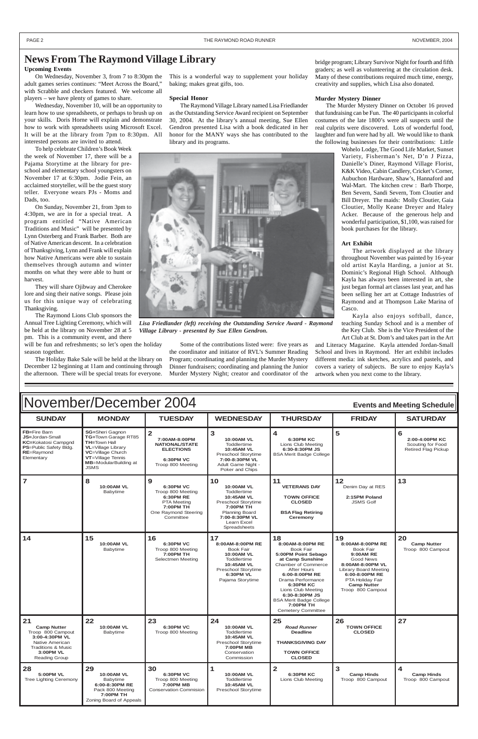# News From The Raymond Village Library

### Upcoming Events

On Wednesday, November 3, from 7 to 8:30pm the adult games series continues: "Meet Across the Board," with Scrabble and checkers featured. We welcome all players – we have plenty of games to share.

Wednesday, November 10, will be an opportunity to learn how to use spreadsheets, or perhaps to brush up on your skills. Doris Horne will explain and demonstrate how to work with spreadsheets using Microsoft Excel. It will be at the library from 7pm to 8:30pm. All interested persons are invited to attend.

To help celebrate Children's Book Week the week of November 17, there will be a Pajama Storytime at the library for pre-school and elementary school youngsters on November 17 at 6:30pm. Jodie Fein, an acclaimed storyteller, will be the guest story teller. Everyone wears PJs - Moms and Dads, too.

On Sunday, November 21, from 3pm to 4:30pm, we are in for a special treat. A program entitled "Native American Traditions and Music" will be presented by Lynn Osterberg and Frank Barber. Both are of Native American descent. In a celebration of Thanksgiving, Lynn and Frank will explain how Native Americans were able to sustain themselves through autumn and winter months on what they were able to hunt or harvest.

They will share Ojibway and Cherokee lore and sing their native songs. Please join us for this unique way of celebrating Thanksgiving.

The Raymond Lions Club sponsors the Annual Tree Lighting Ceremony, which will be held at the library on November 28 at 5 pm. This is a community event, and there will be fun and refreshments; so let's open the holiday season together.

The Holiday Bake Sale will be held at the library on December 12 beginning at 11am and continuing through the afternoon. There will be special treats for everyone. This is a wonderful way to supplement your holiday baking; makes great gifts, too.

### Special Honor

The Raymond Village Library named Lisa Friedlander as the Outstanding Service Award recipient on September 30, 2004. At the library's annual meeting, Sue Ellen Gendron presented Lisa with a book dedicated in her honor for the MANY ways she has contributed to the library and its programs.

*Lisa Friedlander (left) receiving the Outstanding Service Award - Raymond Village Library - presented by Sue Ellen Gendron.*

Some of the contributions listed were: five years as the coordinator and initiator of RVL's Summer Reading Program; coordinating and planning the Murder Mystery Dinner fundraisers; coordinating and planning the Junior Murder Mystery Night; creator and coordinator of the bridge program; Library Survivor Night for fourth and fifth graders; as well as volunteering at the circulation desk. Many of these contributions required much time, energy, creativity and supplies, which Lisa also donated.

### Murder Mystery Dinner

The Murder Mystery Dinner on October 16 proved that fundraising can be Fun. The 40 participants in colorful costumes of the late 1800's were all suspects until the real culprits were discovered. Lots of wonderful food, laughter and fun were had by all. We would like to thank the following businesses for their contributions: Little Wohelo Lodge, The Good Life Market, Sunset Variety, Fisherman's Net, D'n J Pizza, Danielle's Diner, Raymond Village Florist, K&K Video, Cabin Candlery, Cricket's Corner, Aubuchon Hardware, Shaw's, Hannaford and Wal-Mart. The kitchen crew : Barb Thorpe, Ben Severn, Sandi Severn, Tom Cloutier and Bill Dreyer. The maids: Molly Cloutier, Gaia Cloutier, Molly Keane Dreyer and Haley Acker. Because of the generous help and wonderful participation, $1,100, was raised for book purchases for the library.

### Art Exhibit

The artwork displayed at the library throughout November was painted by 16-year old artist Kayla Harding, a junior at St. Dominic's Regional High School. Although Kayla has always been interested in art, she just began formal art classes last year, and has been selling her art at Cottage Industries of Raymond and at Thompson Lake Marina of Casco.

Kayla also enjoys softball, dance, teaching Sunday School and is a member of the Key Club. She is the Vice President of the Art Club at St. Dom's and takes part in the Art and Literacy Magazine. Kayla attended Jordan-Small School and lives in Raymond. Her art exhibit includes different media: ink sketches, acrylics and pastels, and covers a variety of subjects. Be sure to enjoy Kayla's artwork when you next come to the library.

# November/December 2004

**Events and Meeting Schedule**

| SUNDAY | MONDAY | TUESDAY | WEDNESDAY | THURSDAY | FRIDAY | SATURDAY |
|---|---|---|---|---|---|---|
| **FB**=Fire Barn<br>**JS**=Jordan-Small<br>**KC**=Kokatosi Campgnd<br>**PS**=Public Safety Bldg.<br>**RE**=Raymond Elementary | **SG**=Sheri Gagnon<br>**TG**=Town Garage RT85<br>**TH**=Town Hall<br>**VL**=Village Library<br>**VC**=Village Church<br>**VT**=Village Tennis<br>**MB**=ModularBuilding at JSMS | **2**<br>**7:00AM-8:00PM NATIONAL/STATE ELECTIONS**<br>**6:30PM VC**<br>Troop 800 Meeting | **3**<br>**10:00AM VL**<br>Toddlertime<br>**10:45AM VL**<br>Preschool Storytime<br>**7:00-8:30PM VL**<br>Adult Game Night - Poker and Chips | **4**<br>**6:30PM KC**<br>Lions Club Meeting<br>**6:30-8:30PM JS**<br>BSA Merit Badge College | **5** | **6**<br>**2:00-4:00PM KC**<br>Scouting for Food Retired Flag Pickup |
| **7** | **8**<br>**10:00AM VL**<br>Babytime | **9**<br>**6:30PM VC**<br>Troop 800 Meeting<br>**6:30PM RE**<br>PTA Meeting<br>**7:00PM TH**<br>One Raymond Steering Committee | **10**<br>**10:00AM VL**<br>Toddlertime<br>**10:45AM VL**<br>Preschool Storytime<br>**7:00PM TH**<br>Planning Board<br>**7:00-8:30PM VL**<br>Learn Excel Spreadsheets | **11**<br>**VETERANS DAY**<br>**TOWN OFFICE CLOSED**<br>**BSA Flag Retiring Ceremony** | **12**<br>Denim Day at RES<br>**2:15PM Poland**<br>JSMS Golf | **13** |
| **14** | **15**<br>**10:00AM VL**<br>Babytime | **16**<br>**6:30PM VC**<br>Troop 800 Meeting<br>**7:00PM TH**<br>Selectmen Meeting | **17**<br>**8:00AM-8:00PM RE**<br>Book Fair<br>**10:00AM VL**<br>Toddlertime<br>**10:45AM VL**<br>Preschool Storytime<br>**6:30PM VL**<br>Pajama Storytime | **18**<br>**8:00AM-8:00PM RE**<br>Book Fair<br>**5:00PM Point Sebago at Camp Sunshine**<br>Chamber of Commerce After Hours<br>**6:00-8:00PM RE**<br>Drama Performance<br>**6:30PM KC**<br>Lions Club Meeting<br>**6:30-8:30PM JS**<br>BSA Merit Badge College<br>**7:00PM TH**<br>Cemetery Committee | **19**<br>**8:00AM-8:00PM RE**<br>Book Fair<br>**9:00AM RE**<br>Good News<br>**8:00AM-8:00PM VL**<br>Library Board Meeting<br>**6:00-8:00PM RE**<br>PTA Holiday Fair<br>**Camp Nutter**<br>Troop 800 Campout | **20**<br>**Camp Nutter**<br>Troop 800 Campout |
| **21**<br>**Camp Nutter**<br>Troop 800 Campout<br>**3:00-4:30PM VL**<br>Native American Traditions & Music<br>**3:00PM VL**<br>Reading Group | **22**<br>**10:00AM VL**<br>Babytime | **23**<br>**6:30PM VC**<br>Troop 800 Meeting | **24**<br>**10:00AM VL**<br>Toddlertime<br>**10:45AM VL**<br>Preschool Storytime<br>**7:00PM MB**<br>Conservation Commission | **25**<br>***Road Runner* Deadline**<br>**THANKSGIVING DAY**<br>**TOWN OFFICE CLOSED** | **26**<br>**TOWN OFFICE CLOSED** | **27** |
| **28**<br>**5:00PM VL**<br>Tree Lighting Ceremony | **29**<br>**10:00AM VL**<br>Babytime<br>**6:00-8:30PM RE**<br>Pack 800 Meeting<br>**7:00PM TH**<br>Zoning Board of Appeals | **30**<br>**6:30PM VC**<br>Troop 800 Meeting<br>**7:00PM MB**<br>Conservation Commision | **1**<br>**10:00AM VL**<br>Toddlertime<br>**10:45AM VL**<br>Preschool Storytime | **2**<br>**6:30PM KC**<br>Lions Club Meeting | **3**<br>**Camp Hinds**<br>Troop 800 Campout | **4**<br>**Camp Hinds**<br>Troop 800 Campout |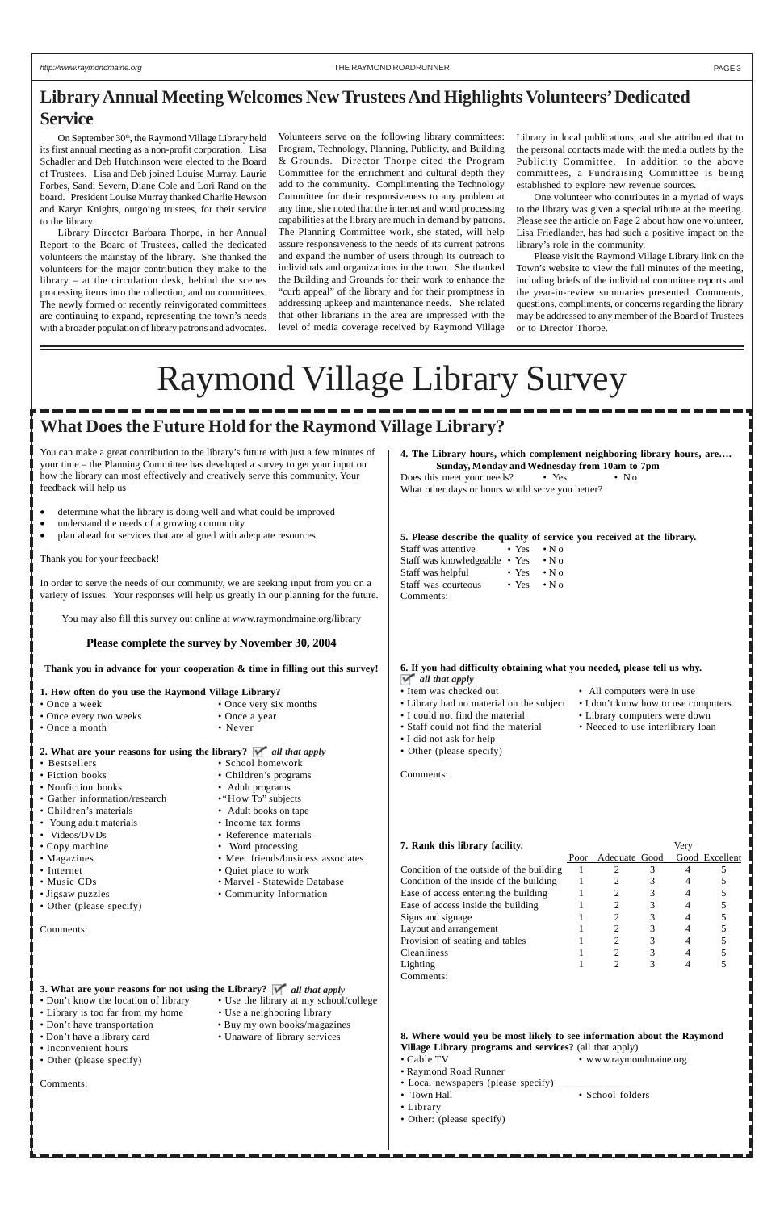# Library Annual Meeting Welcomes New Trustees And Highlights Volunteers' Dedicated Service

On September 30th, the Raymond Village Library held its first annual meeting as a non-profit corporation. Lisa Schadler and Deb Hutchinson were elected to the Board of Trustees. Lisa and Deb joined Louise Murray, Laurie Forbes, Sandi Severn, Diane Cole and Lori Rand on the board. President Louise Murray thanked Charlie Hewson and Karyn Knights, outgoing trustees, for their service to the library.

Library Director Barbara Thorpe, in her Annual Report to the Board of Trustees, called the dedicated volunteers the mainstay of the library. She thanked the volunteers for the major contribution they make to the library – at the circulation desk, behind the scenes processing items into the collection, and on committees. The newly formed or recently reinvigorated committees are continuing to expand, representing the town's needs with a broader population of library patrons and advocates. Volunteers serve on the following library committees: Program, Technology, Planning, Publicity, and Building & Grounds. Director Thorpe cited the Program Committee for the enrichment and cultural depth they add to the community. Complimenting the Technology Committee for their responsiveness to any problem at any time, she noted that the internet and word processing capabilities at the library are much in demand by patrons. The Planning Committee work, she stated, will help assure responsiveness to the needs of its current patrons and expand the number of users through its outreach to individuals and organizations in the town. She thanked the Building and Grounds for their work to enhance the "curb appeal" of the library and for their promptness in addressing upkeep and maintenance needs. She related that other librarians in the area are impressed with the level of media coverage received by Raymond Village Library in local publications, and she attributed that to the personal contacts made with the media outlets by the Publicity Committee. In addition to the above committees, a Fundraising Committee is being established to explore new revenue sources.

One volunteer who contributes in a myriad of ways to the library was given a special tribute at the meeting. Please see the article on Page 2 about how one volunteer, Lisa Friedlander, has had such a positive impact on the library's role in the community.

Please visit the Raymond Village Library link on the Town's website to view the full minutes of the meeting, including briefs of the individual committee reports and the year-in-review summaries presented. Comments, questions, compliments, or concerns regarding the library may be addressed to any member of the Board of Trustees or to Director Thorpe.

# Raymond Village Library Survey

## What Does the Future Hold for the Raymond Village Library?

You can make a great contribution to the library's future with just a few minutes of your time – the Planning Committee has developed a survey to get your input on how the library can most effectively and creatively serve this community. Your feedback will help us

- determine what the library is doing well and what could be improved
- understand the needs of a growing community
- plan ahead for services that are aligned with adequate resources

Thank you for your feedback!

In order to serve the needs of our community, we are seeking input from you on a variety of issues. Your responses will help us greatly in our planning for the future.

You may also fill this survey out online at www.raymondmaine.org/library

**Please complete the survey by November 30, 2004**

**Thank you in advance for your cooperation & time in filling out this survey!**

**1. How often do you use the Raymond Village Library?**

- Once a week
- Once every two weeks
- Once a month
- Once very six months
- Once a year
- Never

**2. What are your reasons for using the library?** ✓ *all that apply*

- Bestsellers
- Fiction books
- Nonfiction books
- Gather information/research
- Children's materials
- Young adult materials
- Videos/DVDs
- Copy machine
- Magazines
- Internet
- Music CDs
- Jigsaw puzzles
- Other (please specify)
- School homework
- Children's programs
- Adult programs
- "How To" subjects
- Adult books on tape
- Income tax forms
- Reference materials
- Word processing
- Meet friends/business associates
- Quiet place to work
- Marvel - Statewide Database
- Community Information

Comments:

**3. What are your reasons for not using the Library?** ✓ *all that apply*

- Don't know the location of library
- Library is too far from my home
- Don't have transportation
- Don't have a library card
- Inconvenient hours
- Other (please specify)
- Use the library at my school/college
- Use a neighboring library
- Buy my own books/magazines
- Unaware of library services

Comments:

**4. The Library hours, which complement neighboring library hours, are….**
**Sunday, Monday and Wednesday from 10am to 7pm**

Does this meet your needs? • Yes • No

What other days or hours would serve you better?

**5. Please describe the quality of service you received at the library.**

| | | |
|---|---|---|
| Staff was attentive | • Yes | • No |
| Staff was knowledgeable | • Yes | • No |
| Staff was helpful | • Yes | • No |
| Staff was courteous | • Yes | • No |

Comments:

**6. If you had difficulty obtaining what you needed, please tell us why.**
✓ *all that apply*

- Item was checked out
- Library had no material on the subject
- I could not find the material
- Staff could not find the material
- I did not ask for help
- Other (please specify)
- All computers were in use
- I don't know how to use computers
- Library computers were down
- Needed to use interlibrary loan

Comments:

**7. Rank this library facility.**

| | Poor | Adequate | Good | Very Good | Excellent |
|---|---|---|---|---|---|
| Condition of the outside of the building | 1 | 2 | 3 | 4 | 5 |
| Condition of the inside of the building | 1 | 2 | 3 | 4 | 5 |
| Ease of access entering the building | 1 | 2 | 3 | 4 | 5 |
| Ease of access inside the building | 1 | 2 | 3 | 4 | 5 |
| Signs and signage | 1 | 2 | 3 | 4 | 5 |
| Layout and arrangement | 1 | 2 | 3 | 4 | 5 |
| Provision of seating and tables | 1 | 2 | 3 | 4 | 5 |
| Cleanliness | 1 | 2 | 3 | 4 | 5 |
| Lighting | 1 | 2 | 3 | 4 | 5 |

Comments:

**8. Where would you be most likely to see information about the Raymond Village Library programs and services?** (all that apply)

- Cable TV
- Raymond Road Runner
- Local newspapers (please specify) ______________
- Town Hall
- Library
- Other: (please specify)
- www.raymondmaine.org
- School folders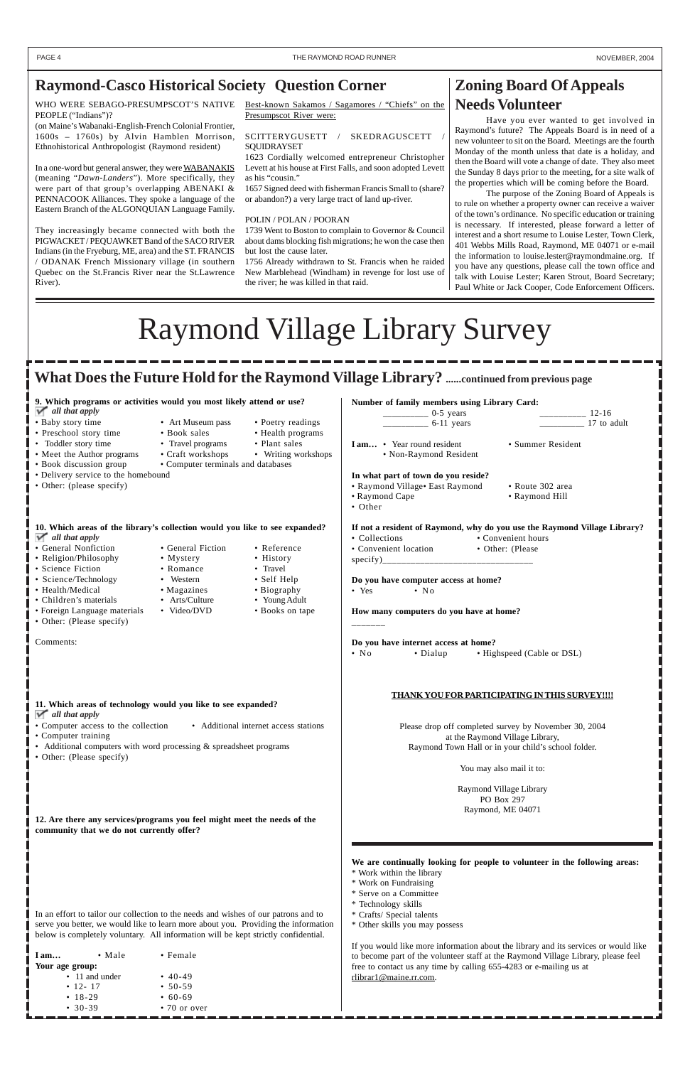## Raymond-Casco Historical Society Question Corner

WHO WERE SEBAGO-PRESUMPSCOT'S NATIVE PEOPLE ("Indians")?

(on Maine's Wabanaki-English-French Colonial Frontier, 1600s – 1760s) by Alvin Hamblen Morrison, Ethnohistorical Anthropologist (Raymond resident)

In a one-word but general answer, they were WABANAKIS (meaning "*Dawn-Landers*"). More specifically, they were part of that group's overlapping ABENAKI & PENNACOOK Alliances. They spoke a language of the Eastern Branch of the ALGONQUIAN Language Family.

They increasingly became connected with both the PIGWACKET / PEQUAWKET Band of the SACO RIVER Indians (in the Fryeburg, ME, area) and the ST. FRANCIS / ODANAK French Missionary village (in southern Quebec on the St.Francis River near the St.Lawrence River).

Best-known Sakamos / Sagamores / "Chiefs" on the Presumpscot River were:

SCITTERYGUSETT / SKEDRAGUSCETT / SQUIDRAYSET

1623 Cordially welcomed entrepreneur Christopher Levett at his house at First Falls, and soon adopted Levett as his "cousin."

1657 Signed deed with fisherman Francis Small to (share? or abandon?) a very large tract of land up-river.

POLIN / POLAN / POORAN

1739 Went to Boston to complain to Governor & Council about dams blocking fish migrations; he won the case then but lost the cause later.

1756 Already withdrawn to St. Francis when he raided New Marblehead (Windham) in revenge for lost use of the river; he was killed in that raid.

## Zoning Board Of Appeals Needs Volunteer

Have you ever wanted to get involved in Raymond's future? The Appeals Board is in need of a new volunteer to sit on the Board. Meetings are the fourth Monday of the month unless that date is a holiday, and then the Board will vote a change of date. They also meet the Sunday 8 days prior to the meeting, for a site walk of the properties which will be coming before the Board.

The purpose of the Zoning Board of Appeals is to rule on whether a property owner can receive a waiver of the town's ordinance. No specific education or training is necessary. If interested, please forward a letter of interest and a short resume to Louise Lester, Town Clerk, 401 Webbs Mills Road, Raymond, ME 04071 or e-mail the information to louise.lester@raymondmaine.org. If you have any questions, please call the town office and talk with Louise Lester; Karen Strout, Board Secretary; Paul White or Jack Cooper, Code Enforcement Officers.

# Raymond Village Library Survey

## What Does the Future Hold for the Raymond Village Library? ......continued from previous page

**9. Which programs or activities would you most likely attend or use?**
*all that apply*

- Baby story time
- Preschool story time
- Toddler story time
- Meet the Author programs
- Book discussion group
- Art Museum pass
- Book sales
- Travel programs
- Craft workshops
- Computer terminals and databases
- Poetry readings
- Health programs
- Plant sales
- Writing workshops
- Delivery service to the homebound
- Other: (please specify)

**10. Which areas of the library's collection would you like to see expanded?**
*all that apply*

- General Nonfiction
- Religion/Philosophy
- Science Fiction
- Science/Technology
- Health/Medical
- Children's materials
- Foreign Language materials
- General Fiction
- Mystery
- Romance
- Western
- Magazines
- Arts/Culture
- Video/DVD
- Reference
- History
- Travel
- Self Help
- Biography
- Young Adult
- Books on tape
- Other: (Please specify)

Comments:

**11. Which areas of technology would you like to see expanded?**
*all that apply*

- Computer access to the collection
- Additional internet access stations
- Computer training
- Additional computers with word processing & spreadsheet programs
- Other: (Please specify)

**12. Are there any services/programs you feel might meet the needs of the community that we do not currently offer?**

In an effort to tailor our collection to the needs and wishes of our patrons and to serve you better, we would like to learn more about you. Providing the information below is completely voluntary. All information will be kept strictly confidential.

**I am…** • Male • Female

**Your age group:**

- 11 and under
- 12- 17
- 18-29
- 30-39
- 40-49
- 50-59
- 60-69
- 70 or over

**Number of family members using Library Card:**

_________ 0-5 years
_________ 6-11 years
_________ 12-16
_________ 17 to adult

**I am…** • Year round resident • Summer Resident • Non-Raymond Resident

**In what part of town do you reside?**

- Raymond Village
- East Raymond
- Route 302 area
- Raymond Cape
- Raymond Hill
- Other

**If not a resident of Raymond, why do you use the Raymond Village Library?**

- Collections
- Convenient hours
- Convenient location
- Other: (Please specify)_______________________________

**Do you have computer access at home?**

- Yes • No

**How many computers do you have at home?**

_______

**Do you have internet access at home?**

- No • Dialup • Highspeed (Cable or DSL)

**THANK YOU FOR PARTICIPATING IN THIS SURVEY!!!!**

Please drop off completed survey by November 30, 2004
at the Raymond Village Library,
Raymond Town Hall or in your child's school folder.

You may also mail it to:

Raymond Village Library
PO Box 297
Raymond, ME 04071

**We are continually looking for people to volunteer in the following areas:**

* Work within the library
* Work on Fundraising
* Serve on a Committee
* Technology skills
* Crafts/ Special talents
* Other skills you may possess

If you would like more information about the library and its services or would like to become part of the volunteer staff at the Raymond Village Library, please feel free to contact us any time by calling 655-4283 or e-mailing us at rlibrar1@maine.rr.com.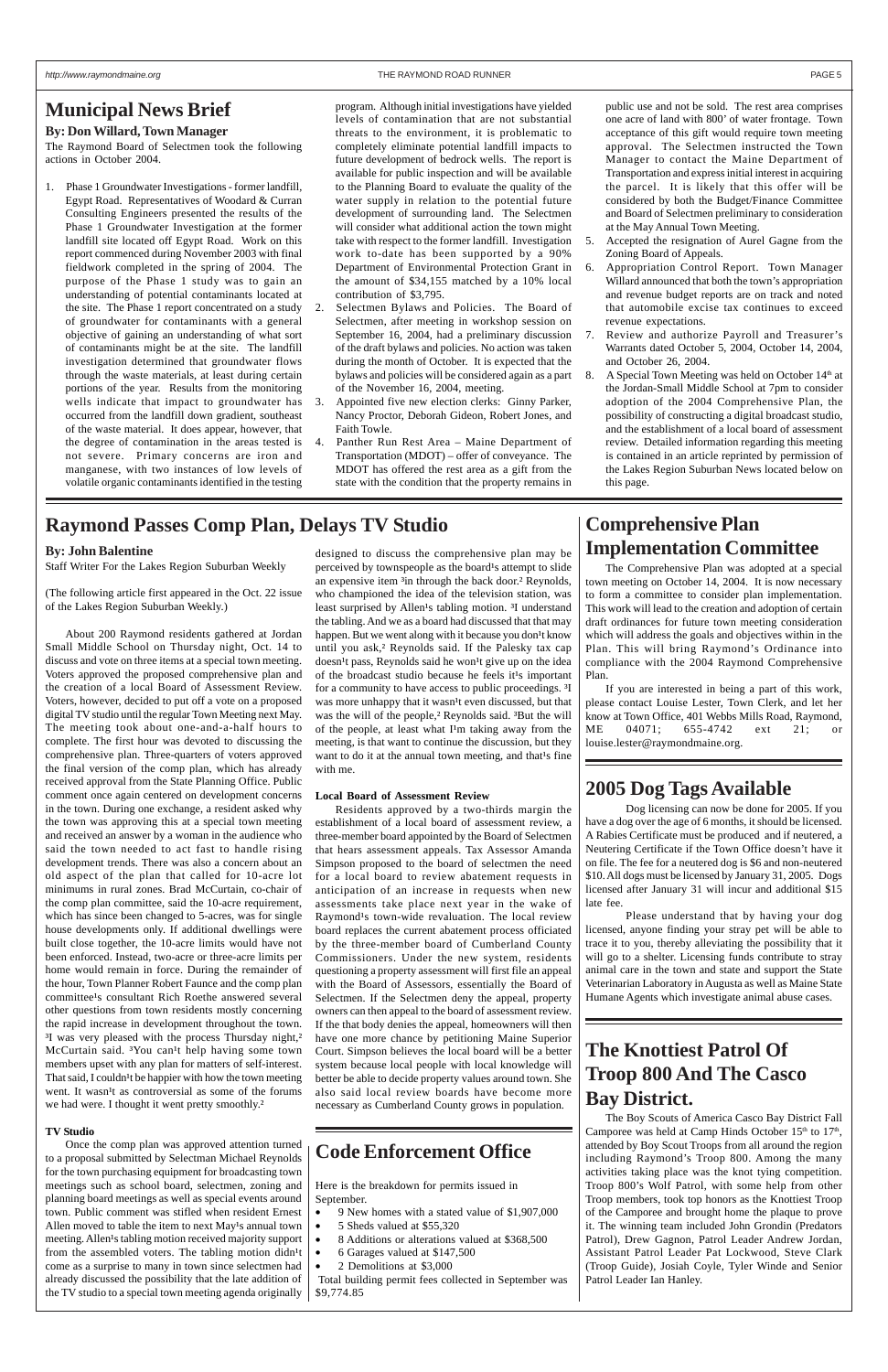# Municipal News Brief

**By: Don Willard, Town Manager**

The Raymond Board of Selectmen took the following actions in October 2004.

1. Phase 1 Groundwater Investigations - former landfill, Egypt Road. Representatives of Woodard & Curran Consulting Engineers presented the results of the Phase 1 Groundwater Investigation at the former landfill site located off Egypt Road. Work on this report commenced during November 2003 with final fieldwork completed in the spring of 2004. The purpose of the Phase 1 study was to gain an understanding of potential contaminants located at the site. The Phase 1 report concentrated on a study of groundwater for contaminants with a general objective of gaining an understanding of what sort of contaminants might be at the site. The landfill investigation determined that groundwater flows through the waste materials, at least during certain portions of the year. Results from the monitoring wells indicate that impact to groundwater has occurred from the landfill down gradient, southeast of the waste material. It does appear, however, that the degree of contamination in the areas tested is not severe. Primary concerns are iron and manganese, with two instances of low levels of volatile organic contaminants identified in the testing program. Although initial investigations have yielded levels of contamination that are not substantial threats to the environment, it is problematic to completely eliminate potential landfill impacts to future development of bedrock wells. The report is available for public inspection and will be available to the Planning Board to evaluate the quality of the water supply in relation to the potential future development of surrounding land. The Selectmen will consider what additional action the town might take with respect to the former landfill. Investigation work to-date has been supported by a 90% Department of Environmental Protection Grant in the amount of $34,155 matched by a 10% local contribution of $3,795.
2. Selectmen Bylaws and Policies. The Board of Selectmen, after meeting in workshop session on September 16, 2004, had a preliminary discussion of the draft bylaws and policies. No action was taken during the month of October. It is expected that the bylaws and policies will be considered again as a part of the November 16, 2004, meeting.
3. Appointed five new election clerks: Ginny Parker, Nancy Proctor, Deborah Gideon, Robert Jones, and Faith Towle.
4. Panther Run Rest Area – Maine Department of Transportation (MDOT) – offer of conveyance. The MDOT has offered the rest area as a gift from the state with the condition that the property remains in public use and not be sold. The rest area comprises one acre of land with 800' of water frontage. Town acceptance of this gift would require town meeting approval. The Selectmen instructed the Town Manager to contact the Maine Department of Transportation and express initial interest in acquiring the parcel. It is likely that this offer will be considered by both the Budget/Finance Committee and Board of Selectmen preliminary to consideration at the May Annual Town Meeting.
5. Accepted the resignation of Aurel Gagne from the Zoning Board of Appeals.
6. Appropriation Control Report. Town Manager Willard announced that both the town's appropriation and revenue budget reports are on track and noted that automobile excise tax continues to exceed revenue expectations.
7. Review and authorize Payroll and Treasurer's Warrants dated October 5, 2004, October 14, 2004, and October 26, 2004.
8. A Special Town Meeting was held on October 14th at the Jordan-Small Middle School at 7pm to consider adoption of the 2004 Comprehensive Plan, the possibility of constructing a digital broadcast studio, and the establishment of a local board of assessment review. Detailed information regarding this meeting is contained in an article reprinted by permission of the Lakes Region Suburban News located below on this page.

# Raymond Passes Comp Plan, Delays TV Studio

**By: John Balentine**

Staff Writer For the Lakes Region Suburban Weekly

(The following article first appeared in the Oct. 22 issue of the Lakes Region Suburban Weekly.)

About 200 Raymond residents gathered at Jordan Small Middle School on Thursday night, Oct. 14 to discuss and vote on three items at a special town meeting. Voters approved the proposed comprehensive plan and the creation of a local Board of Assessment Review. Voters, however, decided to put off a vote on a proposed digital TV studio until the regular Town Meeting next May. The meeting took about one-and-a-half hours to complete. The first hour was devoted to discussing the comprehensive plan. Three-quarters of voters approved the final version of the comp plan, which has already received approval from the State Planning Office. Public comment once again centered on development concerns in the town. During one exchange, a resident asked why the town was approving this at a special town meeting and received an answer by a woman in the audience who said the town needed to act fast to handle rising development trends. There was also a concern about an old aspect of the plan that called for 10-acre lot minimums in rural zones. Brad McCurtain, co-chair of the comp plan committee, said the 10-acre requirement, which has since been changed to 5-acres, was for single house developments only. If additional dwellings were built close together, the 10-acre limits would have not been enforced. Instead, two-acre or three-acre limits per home would remain in force. During the remainder of the hour, Town Planner Robert Faunce and the comp plan committee¹s consultant Rich Roethe answered several other questions from town residents mostly concerning the rapid increase in development throughout the town. ³I was very pleased with the process Thursday night,² McCurtain said. ³You can¹t help having some town members upset with any plan for matters of self-interest. That said, I couldn¹t be happier with how the town meeting went. It wasn¹t as controversial as some of the forums we had were. I thought it went pretty smoothly.²

**TV Studio**

Once the comp plan was approved attention turned to a proposal submitted by Selectman Michael Reynolds for the town purchasing equipment for broadcasting town meetings such as school board, selectmen, zoning and planning board meetings as well as special events around town. Public comment was stifled when resident Ernest Allen moved to table the item to next May¹s annual town meeting. Allen¹s tabling motion received majority support from the assembled voters. The tabling motion didn¹t come as a surprise to many in town since selectmen had already discussed the possibility that the late addition of the TV studio to a special town meeting agenda originally designed to discuss the comprehensive plan may be perceived by townspeople as the board¹s attempt to slide an expensive item ³in through the back door.² Reynolds, who championed the idea of the television station, was least surprised by Allen¹s tabling motion. ³I understand the tabling. And we as a board had discussed that that may happen. But we went along with it because you don¹t know until you ask,² Reynolds said. If the Palesky tax cap doesn¹t pass, Reynolds said he won¹t give up on the idea of the broadcast studio because he feels it¹s important for a community to have access to public proceedings. ³I was more unhappy that it wasn¹t even discussed, but that was the will of the people,² Reynolds said. ³But the will of the people, at least what I¹m taking away from the meeting, is that want to continue the discussion, but they want to do it at the annual town meeting, and that¹s fine with me.

**Local Board of Assessment Review**

Residents approved by a two-thirds margin the establishment of a local board of assessment review, a three-member board appointed by the Board of Selectmen that hears assessment appeals. Tax Assessor Amanda Simpson proposed to the board of selectmen the need for a local board to review abatement requests in anticipation of an increase in requests when new assessments take place next year in the wake of Raymond¹s town-wide revaluation. The local review board replaces the current abatement process officiated by the three-member board of Cumberland County Commissioners. Under the new system, residents questioning a property assessment will first file an appeal with the Board of Assessors, essentially the Board of Selectmen. If the Selectmen deny the appeal, property owners can then appeal to the board of assessment review. If the that body denies the appeal, homeowners will then have one more chance by petitioning Maine Superior Court. Simpson believes the local board will be a better system because local people with local knowledge will better be able to decide property values around town. She also said local review boards have become more necessary as Cumberland County grows in population.

# Code Enforcement Office

Here is the breakdown for permits issued in September.

- 9 New homes with a stated value of $1,907,000
- 5 Sheds valued at $55,320
- 8 Additions or alterations valued at $368,500
- 6 Garages valued at $147,500
- 2 Demolitions at $3,000

Total building permit fees collected in September was $9,774.85

# Comprehensive Plan Implementation Committee

The Comprehensive Plan was adopted at a special town meeting on October 14, 2004. It is now necessary to form a committee to consider plan implementation. This work will lead to the creation and adoption of certain draft ordinances for future town meeting consideration which will address the goals and objectives within in the Plan. This will bring Raymond's Ordinance into compliance with the 2004 Raymond Comprehensive Plan.

If you are interested in being a part of this work, please contact Louise Lester, Town Clerk, and let her know at Town Office, 401 Webbs Mills Road, Raymond, ME 04071; 655-4742 ext 21; or louise.lester@raymondmaine.org.

# 2005 Dog Tags Available

Dog licensing can now be done for 2005. If you have a dog over the age of 6 months, it should be licensed. A Rabies Certificate must be produced and if neutered, a Neutering Certificate if the Town Office doesn't have it on file. The fee for a neutered dog is $6 and non-neutered $10. All dogs must be licensed by January 31, 2005. Dogs licensed after January 31 will incur and additional $15 late fee.

Please understand that by having your dog licensed, anyone finding your stray pet will be able to trace it to you, thereby alleviating the possibility that it will go to a shelter. Licensing funds contribute to stray animal care in the town and state and support the State Veterinarian Laboratory in Augusta as well as Maine State Humane Agents which investigate animal abuse cases.

# The Knottiest Patrol Of Troop 800 And The Casco Bay District.

The Boy Scouts of America Casco Bay District Fall Camporee was held at Camp Hinds October 15th to 17th, attended by Boy Scout Troops from all around the region including Raymond's Troop 800. Among the many activities taking place was the knot tying competition. Troop 800's Wolf Patrol, with some help from other Troop members, took top honors as the Knottiest Troop of the Camporee and brought home the plaque to prove it. The winning team included John Grondin (Predators Patrol), Drew Gagnon, Patrol Leader Andrew Jordan, Assistant Patrol Leader Pat Lockwood, Steve Clark (Troop Guide), Josiah Coyle, Tyler Winde and Senior Patrol Leader Ian Hanley.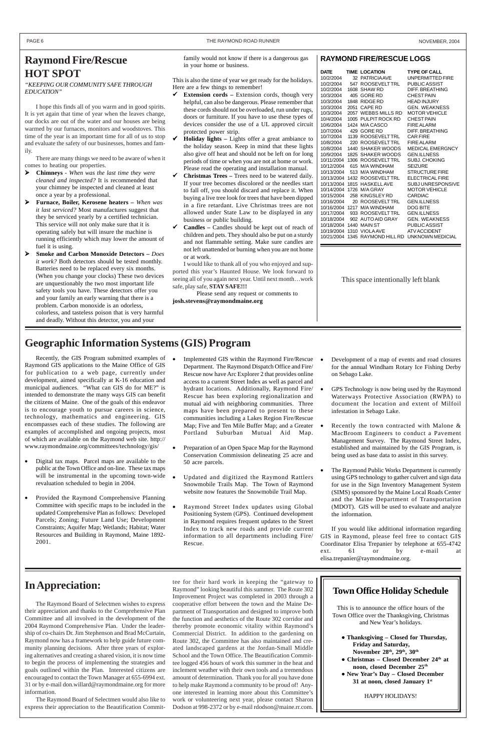# Raymond Fire/Rescue HOT SPOT

*"KEEPING OUR COMMUNITY SAFE THROUGH EDUCATION"*

I hope this finds all of you warm and in good spirits. It is yet again that time of year when the leaves change, our docks are out of the water and our houses are being warmed by our furnaces, monitors and woodstoves. This time of the year is an important time for all of us to stop and evaluate the safety of our businesses, homes and family.

There are many things we need to be aware of when it comes to heating our properties.

- **Chimneys** - *When was the last time they were cleaned and inspected?* It is recommended that your chimney be inspected and cleaned at least once a year by a professional.
- **Furnace, Boiler, Kerosene heaters –** *When was it last serviced?* Most manufactures suggest that they be serviced yearly by a certified technician. This service will not only make sure that it is operating safely but will insure the machine is running efficiently which may lower the amount of fuel it is using.
- **Smoke and Carbon Monoxide Detectors –** *Does it work?* Both detectors should be tested monthly. Batteries need to be replaced every six months. (When you change your clocks) These two devices are unquestionably the two most important life safety tools you have. These detectors offer you and your family an early warning that there is a problem. Carbon monoxide is an odorless, colorless, and tasteless poison that is very harmful and deadly. Without this detector, you and your family would not know if there is a dangerous gas in your home or business.

This is also the time of year we get ready for the holidays. Here are a few things to remember!

- ✔ **Extension cords –** Extension cords, though very helpful, can also be dangerous. Please remember that these cords should not be overloaded, run under rugs, doors or furniture. If you have to use these types of devices consider the use of a UL approved circuit protected power strip.
- ✔ **Holiday lights –** Lights offer a great ambiance to the holiday season. Keep in mind that these lights also give off heat and should not be left on for long periods of time or when you are not at home or work. Please read the operating and installation manual.
- ✔ **Christmas Trees –** Trees need to be watered daily. If your tree becomes discolored or the needles start to fall off, you should discard and replace it. When buying a live tree look for trees that have been dipped in a fire retardant. Live Christmas trees are not allowed under State Law to be displayed in any business or public building.
- ✔ **Candles –** Candles should be kept out of reach of children and pets. They should also be put on a sturdy and not flammable setting. Make sure candles are not left unattended or burning when you are not home or at work.

I would like to thank all of you who enjoyed and supported this year's Haunted House. We look forward to seeing all of you again next year. Until next month…work safe, play safe, **STAY SAFE!!!**

Please send any request or comments to **josh.stevens@raymondmaine.org**

## RAYMOND FIRE/RESCUE LOGS

| DATE | TIME | LOCATION | TYPE OF CALL |
|---|---|---|---|
| 10/2/2004 | 32 | PATRICIA AVE | UNPERMITTED FIRE |
| 10/2/2004 | 547 | ROOSEVELT TRL | PUBLIC ASSIST |
| 10/2/2004 | 1608 | SHAW RD | DIFF. BREATHING |
| 10/3/2004 | 405 | GORE RD | CHEST PAIN |
| 10/3/2004 | 1848 | RIDGE RD | HEAD INJURY |
| 10/3/2004 | 2051 | CAPE RD | GEN. WEAKNESS |
| 10/3/2004 | 2057 | WEBBS MILLS RD | MOTOR VEHICLE |
| 10/4/2004 | 1005 | PULPIT ROCK RD | CHEST PAIN |
| 10/6/2004 | 1424 | M/A CASCO | FIRE ALARM |
| 10/7/2004 | 429 | GORE RD | DIFF. BREATHING |
| 10/7/2004 | 1139 | ROOSEVELT TRL | CAR FIRE |
| 10/8/2004 | 220 | ROOSEVELT TRL | FIRE ALARM |
| 10/8/2004 | 1440 | SHAKER WOODS | MEDICAL EMERGNCY |
| 10/9/2004 | 1825 | SHAKER WOODS | GEN.ILLNESS |
| 10/11/2004 | 1306 | ROOSEVELT TRL | SUBJ. CHOKING |
| 10/12/2004 | 615 | M/A WINDHAM | SEIZURE |
| 10/13/2004 | 513 | M/A WINDHAM | STRUCTURE FIRE |
| 10/13/2004 | 1432 | ROOSEVELT TRL | ELECTRICAL FIRE |
| 10/13/2004 | 1815 | HASKELL AVE | SUBJ UNRESPONSIVE |
| 10/14/2004 | 1726 | M/A GRAY | MOTOR VEHICLE |
| 10/15/2004 | 258 | KINGSLEY RD | CARDIAC |
| 10/16/2004 | 20 | ROOSEVELT TRL | GEN.ILLNESS |
| 10/16/2004 | 1217 | M/A WINDHAM | DOG BITE |
| 10/17/2004 | 933 | ROOSEVELT TRL | GEN.ILLNESS |
| 10/18/2004 | 902 | AUTO AID GRAY | GEN. WEAKNESS |
| 10/18/2004 | 1440 | MAIN ST | PUBLIC ASSIST |
| 10/19/2004 | 1310 | VIOLA AVE | ATV ACCIDENT |
| 10/21/2004 | 1345 | RAYMOND HILL RD | UNKNOWN MEDICIAL |

This space intentionally left blank

# Geographic Information Systems (GIS) Program

Recently, the GIS Program submitted examples of Raymond GIS applications to the Maine Office of GIS for publication to a web page, currently under development, aimed specifically at K-16 education and municipal audiences. "What can GIS do for ME?" is intended to demonstrate the many ways GIS can benefit the citizens of Maine. One of the goals of this endeavor is to encourage youth to pursue careers in science, technology, mathematics and engineering. GIS encompasses each of these studies. The following are examples of accomplished and ongoing projects, most of which are available on the Raymond web site. http://www.raymondmaine.org/committees/technology/gis/

- Digital tax maps. Parcel maps are available to the public at the Town Office and on-line. These tax maps will be instrumental in the upcoming town-wide revaluation scheduled to begin in 2004.
- Provided the Raymond Comprehensive Planning Committee with specific maps to be included in the updated Comprehensive Plan as follows: Developed Parcels; Zoning; Future Land Use; Development Constraints; Aquifer Map; Wetlands; Habitat; Water Resources and Building in Raymond, Maine 1892-2001.
- Implemented GIS within the Raymond Fire/Rescue Department. The Raymond Dispatch Office and Fire/Rescue now have Arc Explorer 2 that provides online access to a current Street Index as well as parcel and hydrant locations. Additionally, Raymond Fire/Rescue has been exploring regionalization and mutual aid with neighboring communities. Three maps have been prepared to present to these communities including a Lakes Region Fire/Rescue Map; Five and Ten Mile Buffer Map; and a Greater Portland Suburban Mutual Aid Map.
- Preparation of an Open Space Map for the Raymond Conservation Commission delineating 25 acre and 50 acre parcels.
- Updated and digitized the Raymond Rattlers Snowmobile Trails Map. The Town of Raymond website now features the Snowmobile Trail Map.
- Raymond Street Index updates using Global Positioning System (GPS). Continued development in Raymond requires frequent updates to the Street Index to track new roads and provide current information to all departments including Fire/Rescue.
- Development of a map of events and road closures for the annual Windham Rotary Ice Fishing Derby on Sebago Lake.
- GPS Technology is now being used by the Raymond Waterways Protective Association (RWPA) to document the location and extent of Milfoil infestation in Sebago Lake.
- Recently the town contracted with Malone & MacBroom Engineers to conduct a Pavement Management Survey. The Raymond Street Index, established and maintained by the GIS Program, is being used as base data to assist in this survey.
- The Raymond Public Works Department is currently using GPS technology to gather culvert and sign data for use in the Sign Inventory Management System (SIMS) sponsored by the Maine Local Roads Center and the Maine Department of Transportation (MDOT). GIS will be used to evaluate and analyze the information.

If you would like additional information regarding GIS in Raymond, please feel free to contact GIS Coordinator Elisa Trepanier by telephone at 655-4742 ext. 61 or by e-mail at elisa.trepanier@raymondmaine.org.

# In Appreciation:

The Raymond Board of Selectmen wishes to express their appreciation and thanks to the Comprehensive Plan Committee and all involved in the development of the 2004 Raymond Comprehensive Plan. Under the leadership of co-chairs Dr. Jim Stephenson and Brad McCurtain, Raymond now has a framework to help guide future community planning decisions. After three years of exploring alternatives and creating a shared vision, it is now time to begin the process of implementing the strategies and goals outlined within the Plan. Interested citizens are encouraged to contact the Town Manager at 655-6994 ext. 31 or by e-mail don.willard@raymondmaine.org for more information.

The Raymond Board of Selectmen would also like to express their appreciation to the Beautification Committee for their hard work in keeping the "gateway to Raymond" looking beautiful this summer. The Route 302 Improvement Project was completed in 2003 through a cooperative effort between the town and the Maine Department of Transportation and designed to improve both the function and aesthetics of the Route 302 corridor and thereby promote economic vitality within Raymond's Commercial District. In addition to the gardening on Route 302, the Committee has also maintained and created landscaped gardens at the Jordan-Small Middle School and the Town Office. The Beautification Committee logged 456 hours of work this summer in the heat and inclement weather with their own tools and a tremendous amount of determination. Thank you for all you have done to help make Raymond a community to be proud of! Anyone interested in learning more about this Committee's work or volunteering next year, please contact Sharon Dodson at 998-2372 or by e-mail rdodson@maine.rr.com.

## Town Office Holiday Schedule

This is to announce the office hours of the Town Office over the Thanksgiving, Christmas and New Year's holidays.

- **Thanksgiving – Closed for Thursday, Friday and Saturday, November 28th, 29th, 30th**
- **Christmas – Closed December 24th at noon, closed December 25th**
- **New Year's Day – Closed December 31 at noon, closed January 1st**

HAPPY HOLIDAYS!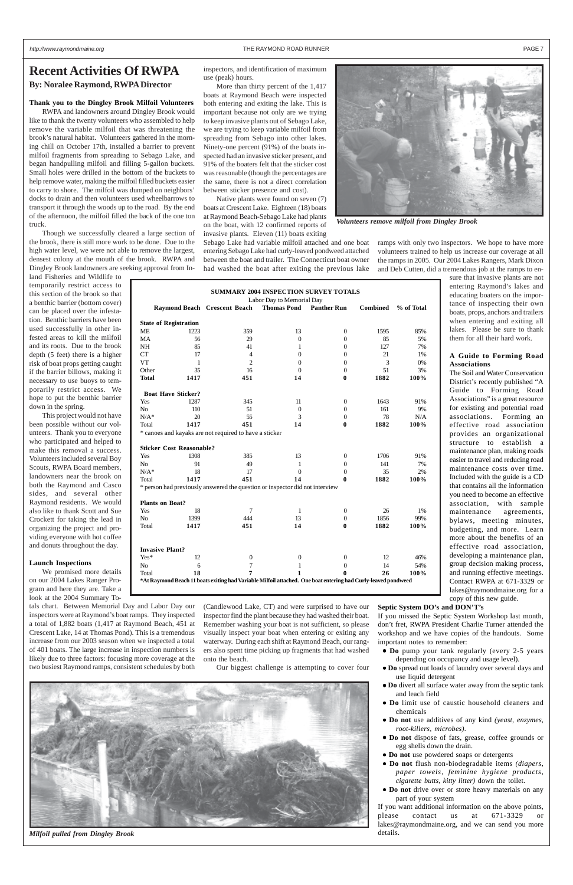# Recent Activities Of RWPA

**By: Noralee Raymond, RWPA Director**

**Thank you to the Dingley Brook Milfoil Volunteers**

RWPA and landowners around Dingley Brook would like to thank the twenty volunteers who assembled to help remove the variable milfoil that was threatening the brook's natural habitat. Volunteers gathered in the morning chill on October 17th, installed a barrier to prevent milfoil fragments from spreading to Sebago Lake, and began handpulling milfoil and filling 5-gallon buckets. Small holes were drilled in the bottom of the buckets to help remove water, making the milfoil filled buckets easier to carry to shore. The milfoil was dumped on neighbors' docks to drain and then volunteers used wheelbarrows to transport it through the woods up to the road. By the end of the afternoon, the milfoil filled the back of the one ton truck.

Though we successfully cleared a large section of the brook, there is still more work to be done. Due to the high water level, we were not able to remove the largest, densest colony at the mouth of the brook. RWPA and Dingley Brook landowners are seeking approval from Inland Fisheries and Wildlife to temporarily restrict access to this section of the brook so that a benthic barrier (bottom cover) can be placed over the infestation. Benthic barriers have been used successfully in other infested areas to kill the milfoil and its roots. Due to the brook depth (5 feet) there is a higher risk of boat props getting caught if the barrier billows, making it necessary to use buoys to temporarily restrict access. We hope to put the benthic barrier down in the spring.

This project would not have been possible without our volunteers. Thank you to everyone who participated and helped to make this removal a success. Volunteers included several Boy Scouts, RWPA Board members, landowners near the brook on both the Raymond and Casco sides, and several other Raymond residents. We would also like to thank Scott and Sue Crockett for taking the lead in organizing the project and providing everyone with hot coffee and donuts throughout the day.

**Launch Inspections**

We promised more details on our 2004 Lakes Ranger Program and here they are. Take a look at the 2004 Summary Totals chart. Between Memorial Day and Labor Day our inspectors were at Raymond's boat ramps. They inspected a total of 1,882 boats (1,417 at Raymond Beach, 451 at Crescent Lake, 14 at Thomas Pond). This is a tremendous increase from our 2003 season when we inspected a total of 401 boats. The large increase in inspection numbers is likely due to three factors: focusing more coverage at the two busiest Raymond ramps, consistent schedules by both inspectors, and identification of maximum use (peak) hours.

More than thirty percent of the 1,417 boats at Raymond Beach were inspected both entering and exiting the lake. This is important because not only are we trying to keep invasive plants out of Sebago Lake, we are trying to keep variable milfoil from spreading from Sebago into other lakes. Ninety-one percent (91%) of the boats inspected had an invasive sticker present, and 91% of the boaters felt that the sticker cost was reasonable (though the percentages are the same, there is not a direct correlation between sticker presence and cost).

Native plants were found on seven (7) boats at Crescent Lake. Eighteen (18) boats at Raymond Beach-Sebago Lake had plants on the boat, with 12 confirmed reports of invasive plants. Eleven (11) boats exiting Sebago Lake had variable milfoil attached and one boat entering Sebago Lake had curly-leaved pondweed attached between the boat and trailer. The Connecticut boat owner had washed the boat after exiting the previous lake (Candlewood Lake, CT) and were surprised to have our inspector find the plant because they had washed their boat. Remember washing your boat is not sufficient, so please visually inspect your boat when entering or exiting any waterway. During each shift at Raymond Beach, our rangers also spent time picking up fragments that had washed onto the beach.

Our biggest challenge is attempting to cover four ramps with only two inspectors. We hope to have more volunteers trained to help us increase our coverage at all the ramps in 2005. Our 2004 Lakes Rangers, Mark Dixon and Deb Cutten, did a tremendous job at the ramps to ensure that invasive plants are not entering Raymond's lakes and educating boaters on the importance of inspecting their own boats, props, anchors and trailers when entering and exiting all lakes. Please be sure to thank them for all their hard work.

*Volunteers remove milfoil from Dingley Brook*

**SUMMARY 2004 INSPECTION SURVEY TOTALS**
Labor Day to Memorial Day

| | Raymond Beach | Crescent Beach | Thomas Pond | Panther Run | Combined | % of Total |
|---|---|---|---|---|---|---|
| **State of Registration** | | | | | | |
| ME | 1223 | 359 | 13 | 0 | 1595 | 85% |
| MA | 56 | 29 | 0 | 0 | 85 | 5% |
| NH | 85 | 41 | 1 | 0 | 127 | 7% |
| CT | 17 | 4 | 0 | 0 | 21 | 1% |
| VT | 1 | 2 | 0 | 0 | 3 | 0% |
| Other | 35 | 16 | 0 | 0 | 51 | 3% |
| **Total** | **1417** | **451** | **14** | **0** | **1882** | **100%** |
| **Boat Have Sticker?** | | | | | | |
| Yes | 1287 | 345 | 11 | 0 | 1643 | 91% |
| No | 110 | 51 | 0 | 0 | 161 | 9% |
| N/A* | 20 | 55 | 3 | 0 | 78 | N/A |
| Total | **1417** | **451** | **14** | **0** | **1882** | **100%** |
| * canoes and kayaks are not required to have a sticker | | | | | | |
| **Sticker Cost Reasonable?** | | | | | | |
| Yes | 1308 | 385 | 13 | 0 | 1706 | 91% |
| No | 91 | 49 | 1 | 0 | 141 | 7% |
| N/A* | 18 | 17 | 0 | 0 | 35 | 2% |
| Total | **1417** | **451** | **14** | **0** | **1882** | **100%** |
| * person had previously answered the question or inspector did not interview | | | | | | |
| **Plants on Boat?** | | | | | | |
| Yes | 18 | 7 | 1 | 0 | 26 | 1% |
| No | 1399 | 444 | 13 | 0 | 1856 | 99% |
| Total | **1417** | **451** | **14** | **0** | **1882** | **100%** |
| **Invasive Plant?** | | | | | | |
| Yes* | 12 | 0 | 0 | 0 | 12 | 46% |
| No | 6 | 7 | 1 | 0 | 14 | 54% |
| Total | **18** | **7** | **1** | **0** | **26** | **100%** |

***At Raymond Beach 11 boats exiting had Variable Milfoil attached. One boat entering had Curly-leaved pondweed**

**A Guide to Forming Road Associations**

The Soil and Water Conservation District's recently published "A Guide to Forming Road Associations" is a great resource for existing and potential road associations. Forming an effective road association provides an organizational structure to establish a maintenance plan, making roads easier to travel and reducing road maintenance costs over time. Included with the guide is a CD that contains all the information you need to become an effective association, with sample maintenance agreements, bylaws, meeting minutes, budgeting, and more. Learn more about the benefits of an effective road association, developing a maintenance plan, group decision making process, and running effective meetings. Contact RWPA at 671-3329 or lakes@raymondmaine.org for a copy of this new guide.

**Septic System DO's and DON'T's**

If you missed the Septic System Workshop last month, don't fret, RWPA President Charlie Turner attended the workshop and we have copies of the handouts. Some important notes to remember:

- **Do** pump your tank regularly (every 2-5 years depending on occupancy and usage level).
- **Do** spread out loads of laundry over several days and use liquid detergent
- **Do** divert all surface water away from the septic tank and leach field
- **Do** limit use of caustic household cleaners and chemicals
- **Do not** use additives of any kind *(yeast, enzymes, root-killers, microbes)*.
- **Do not** dispose of fats, grease, coffee grounds or egg shells down the drain.
- **Do not** use powdered soaps or detergents
- **Do not** flush non-biodegradable items *(diapers, paper towels, feminine hygiene products, cigarette butts, kitty litter)* down the toilet.
- **Do not** drive over or store heavy materials on any part of your system

If you want additional information on the above points, please contact us at 671-3329 or lakes@raymondmaine.org, and we can send you more details.

*Milfoil pulled from Dingley Brook*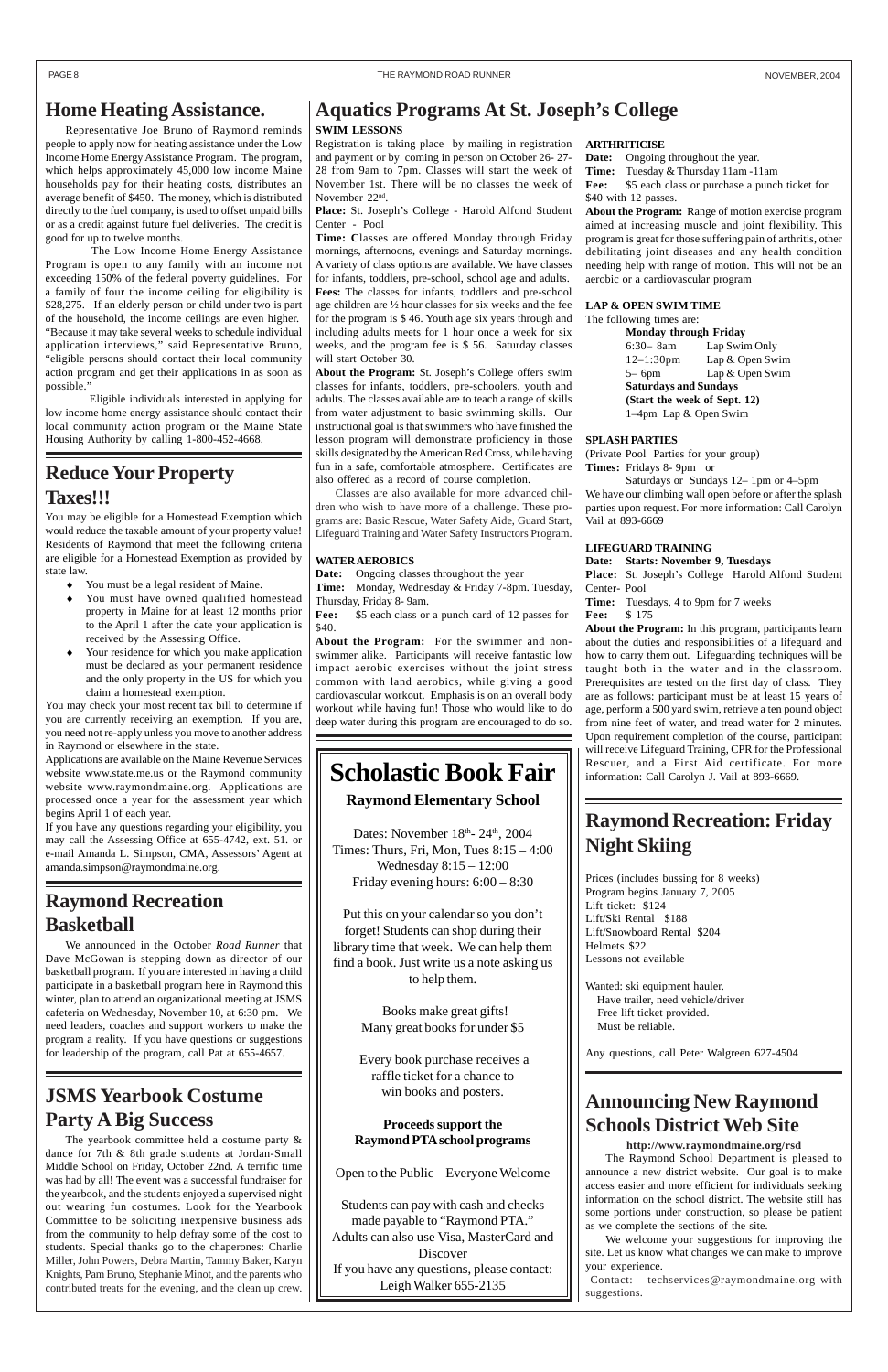## Home Heating Assistance.

Representative Joe Bruno of Raymond reminds people to apply now for heating assistance under the Low Income Home Energy Assistance Program. The program, which helps approximately 45,000 low income Maine households pay for their heating costs, distributes an average benefit of $450. The money, which is distributed directly to the fuel company, is used to offset unpaid bills or as a credit against future fuel deliveries. The credit is good for up to twelve months.

The Low Income Home Energy Assistance Program is open to any family with an income not exceeding 150% of the federal poverty guidelines. For a family of four the income ceiling for eligibility is $28,275. If an elderly person or child under two is part of the household, the income ceilings are even higher. "Because it may take several weeks to schedule individual application interviews," said Representative Bruno, "eligible persons should contact their local community action program and get their applications in as soon as possible."

Eligible individuals interested in applying for low income home energy assistance should contact their local community action program or the Maine State Housing Authority by calling 1-800-452-4668.

## Reduce Your Property Taxes!!!

You may be eligible for a Homestead Exemption which would reduce the taxable amount of your property value! Residents of Raymond that meet the following criteria are eligible for a Homestead Exemption as provided by state law.

- You must be a legal resident of Maine.
- You must have owned qualified homestead property in Maine for at least 12 months prior to the April 1 after the date your application is received by the Assessing Office.
- Your residence for which you make application must be declared as your permanent residence and the only property in the US for which you claim a homestead exemption.

You may check your most recent tax bill to determine if you are currently receiving an exemption. If you are, you need not re-apply unless you move to another address in Raymond or elsewhere in the state.

Applications are available on the Maine Revenue Services website www.state.me.us or the Raymond community website www.raymondmaine.org. Applications are processed once a year for the assessment year which begins April 1 of each year.

If you have any questions regarding your eligibility, you may call the Assessing Office at 655-4742, ext. 51. or e-mail Amanda L. Simpson, CMA, Assessors' Agent at amanda.simpson@raymondmaine.org.

## Raymond Recreation Basketball

We announced in the October *Road Runner* that Dave McGowan is stepping down as director of our basketball program. If you are interested in having a child participate in a basketball program here in Raymond this winter, plan to attend an organizational meeting at JSMS cafeteria on Wednesday, November 10, at 6:30 pm. We need leaders, coaches and support workers to make the program a reality. If you have questions or suggestions for leadership of the program, call Pat at 655-4657.

## JSMS Yearbook Costume Party A Big Success

The yearbook committee held a costume party & dance for 7th & 8th grade students at Jordan-Small Middle School on Friday, October 22nd. A terrific time was had by all! The event was a successful fundraiser for the yearbook, and the students enjoyed a supervised night out wearing fun costumes. Look for the Yearbook Committee to be soliciting inexpensive business ads from the community to help defray some of the cost to students. Special thanks go to the chaperones: Charlie Miller, John Powers, Debra Martin, Tammy Baker, Karyn Knights, Pam Bruno, Stephanie Minot, and the parents who contributed treats for the evening, and the clean up crew.

## Aquatics Programs At St. Joseph's College

**SWIM LESSONS**

Registration is taking place by mailing in registration and payment or by coming in person on October 26- 27- 28 from 9am to 7pm. Classes will start the week of November 1st. There will be no classes the week of November 22nd.

**Place:** St. Joseph's College - Harold Alfond Student Center - Pool

**Time:** Classes are offered Monday through Friday mornings, afternoons, evenings and Saturday mornings. A variety of class options are available. We have classes for infants, toddlers, pre-school, school age and adults.

**Fees:** The classes for infants, toddlers and pre-school age children are ½ hour classes for six weeks and the fee for the program is $ 46. Youth age six years through and including adults meets for 1 hour once a week for six weeks, and the program fee is $ 56. Saturday classes will start October 30.

**About the Program:** St. Joseph's College offers swim classes for infants, toddlers, pre-schoolers, youth and adults. The classes available are to teach a range of skills from water adjustment to basic swimming skills. Our instructional goal is that swimmers who have finished the lesson program will demonstrate proficiency in those skills designated by the American Red Cross, while having fun in a safe, comfortable atmosphere. Certificates are also offered as a record of course completion.

Classes are also available for more advanced children who wish to have more of a challenge. These programs are: Basic Rescue, Water Safety Aide, Guard Start, Lifeguard Training and Water Safety Instructors Program.

**WATER AEROBICS**

**Date:** Ongoing classes throughout the year

**Time:** Monday, Wednesday & Friday 7-8pm. Tuesday, Thursday, Friday 8- 9am.

**Fee:** $5 each class or a punch card of 12 passes for $40.

**About the Program:** For the swimmer and non-swimmer alike. Participants will receive fantastic low impact aerobic exercises without the joint stress common with land aerobics, while giving a good cardiovascular workout. Emphasis is on an overall body workout while having fun! Those who would like to do deep water during this program are encouraged to do so.

**ARTHRITICISE**

**Date:** Ongoing throughout the year.

**Time:** Tuesday & Thursday 11am -11am

**Fee:** $5 each class or purchase a punch ticket for $40 with 12 passes.

**About the Program:** Range of motion exercise program aimed at increasing muscle and joint flexibility. This program is great for those suffering pain of arthritis, other debilitating joint diseases and any health condition needing help with range of motion. This will not be an aerobic or a cardiovascular program

**LAP & OPEN SWIM TIME**

The following times are:

**Monday through Friday**

6:30– 8am Lap Swim Only
12–1:30pm Lap & Open Swim
5– 6pm Lap & Open Swim

**Saturdays and Sundays**
**(Start the week of Sept. 12)**

1–4pm Lap & Open Swim

**SPLASH PARTIES**

(Private Pool Parties for your group)

**Times:** Fridays 8- 9pm or
Saturdays or Sundays 12– 1pm or 4–5pm

We have our climbing wall open before or after the splash parties upon request. For more information: Call Carolyn Vail at 893-6669

**LIFEGUARD TRAINING**

**Date: Starts: November 9, Tuesdays**

**Place:** St. Joseph's College Harold Alfond Student Center- Pool

**Time:** Tuesdays, 4 to 9pm for 7 weeks

**Fee:** $ 175

**About the Program:** In this program, participants learn about the duties and responsibilities of a lifeguard and how to carry them out. Lifeguarding techniques will be taught both in the water and in the classroom. Prerequisites are tested on the first day of class. They are as follows: participant must be at least 15 years of age, perform a 500 yard swim, retrieve a ten pound object from nine feet of water, and tread water for 2 minutes. Upon requirement completion of the course, participant will receive Lifeguard Training, CPR for the Professional Rescuer, and a First Aid certificate. For more information: Call Carolyn J. Vail at 893-6669.

## Scholastic Book Fair

### Raymond Elementary School

Dates: November 18th- 24th, 2004
Times: Thurs, Fri, Mon, Tues 8:15 – 4:00
Wednesday 8:15 – 12:00
Friday evening hours: 6:00 – 8:30

Put this on your calendar so you don't forget! Students can shop during their library time that week. We can help them find a book. Just write us a note asking us to help them.

Books make great gifts!
Many great books for under $5

Every book purchase receives a raffle ticket for a chance to win books and posters.

**Proceeds support the Raymond PTA school programs**

Open to the Public – Everyone Welcome

Students can pay with cash and checks made payable to "Raymond PTA."
Adults can also use Visa, MasterCard and Discover
If you have any questions, please contact: Leigh Walker 655-2135

## Raymond Recreation: Friday Night Skiing

Prices (includes bussing for 8 weeks)
Program begins January 7, 2005
Lift ticket: $124
Lift/Ski Rental $188
Lift/Snowboard Rental $204
Helmets $22
Lessons not available

Wanted: ski equipment hauler.
Have trailer, need vehicle/driver
Free lift ticket provided.
Must be reliable.

Any questions, call Peter Walgreen 627-4504

## Announcing New Raymond Schools District Web Site

**http://www.raymondmaine.org/rsd**

The Raymond School Department is pleased to announce a new district website. Our goal is to make access easier and more efficient for individuals seeking information on the school district. The website still has some portions under construction, so please be patient as we complete the sections of the site.

We welcome your suggestions for improving the site. Let us know what changes we can make to improve your experience.

Contact: techservices@raymondmaine.org with suggestions.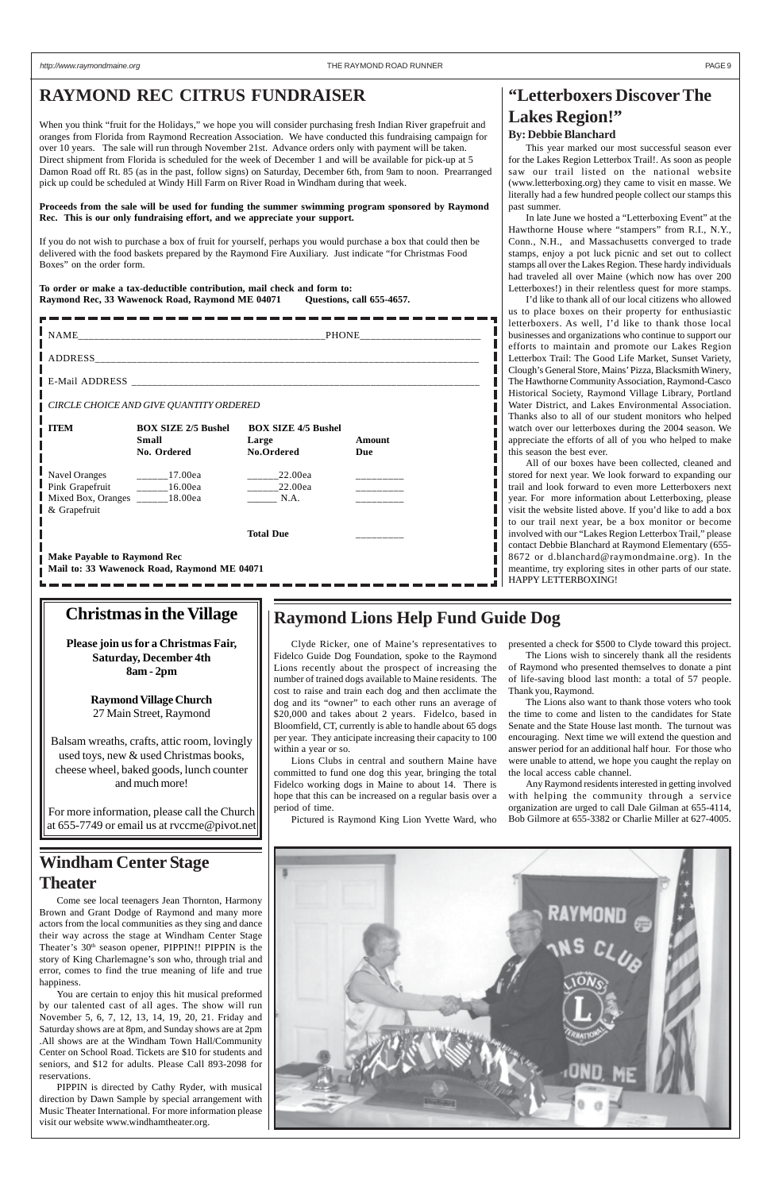# RAYMOND REC CITRUS FUNDRAISER

When you think "fruit for the Holidays," we hope you will consider purchasing fresh Indian River grapefruit and oranges from Florida from Raymond Recreation Association. We have conducted this fundraising campaign for over 10 years. The sale will run through November 21st. Advance orders only with payment will be taken. Direct shipment from Florida is scheduled for the week of December 1 and will be available for pick-up at 5 Damon Road off Rt. 85 (as in the past, follow signs) on Saturday, December 6th, from 9am to noon. Prearranged pick up could be scheduled at Windy Hill Farm on River Road in Windham during that week.

**Proceeds from the sale will be used for funding the summer swimming program sponsored by Raymond Rec. This is our only fundraising effort, and we appreciate your support.**

If you do not wish to purchase a box of fruit for yourself, perhaps you would purchase a box that could then be delivered with the food baskets prepared by the Raymond Fire Auxiliary. Just indicate "for Christmas Food Boxes" on the order form.

**To order or make a tax-deductible contribution, mail check and form to:**
**Raymond Rec, 33 Wawenock Road, Raymond ME 04071 Questions, call 655-4657.**

NAME_______________________________________________PHONE______________________

ADDRESS__________________________________________________________________________

E-Mail ADDRESS ___________________________________________________________________

*CIRCLE CHOICE AND GIVE QUANTITY ORDERED*

| ITEM | BOX SIZE 2/5 Bushel Small No. Ordered | BOX SIZE 4/5 Bushel Large No.Ordered | Amount Due |
|---|---|---|---|
| Navel Oranges | ______17.00ea | ______22.00ea | _________ |
| Pink Grapefruit | ______16.00ea | ______22.00ea | _________ |
| Mixed Box, Oranges & Grapefruit | ______18.00ea | ______ N.A. | _________ |
| | | **Total Due** | _________ |

**Make Payable to Raymond Rec**
**Mail to: 33 Wawenock Road, Raymond ME 04071**

# "Letterboxers Discover The Lakes Region!"

**By: Debbie Blanchard**

This year marked our most successful season ever for the Lakes Region Letterbox Trail!. As soon as people saw our trail listed on the national website (www.letterboxing.org) they came to visit en masse. We literally had a few hundred people collect our stamps this past summer.

In late June we hosted a "Letterboxing Event" at the Hawthorne House where "stampers" from R.I., N.Y., Conn., N.H., and Massachusetts converged to trade stamps, enjoy a pot luck picnic and set out to collect stamps all over the Lakes Region. These hardy individuals had traveled all over Maine (which now has over 200 Letterboxes!) in their relentless quest for more stamps.

I'd like to thank all of our local citizens who allowed us to place boxes on their property for enthusiastic letterboxers. As well, I'd like to thank those local businesses and organizations who continue to support our efforts to maintain and promote our Lakes Region Letterbox Trail: The Good Life Market, Sunset Variety, Clough's General Store, Mains' Pizza, Blacksmith Winery, The Hawthorne Community Association, Raymond-Casco Historical Society, Raymond Village Library, Portland Water District, and Lakes Environmental Association. Thanks also to all of our student monitors who helped watch over our letterboxes during the 2004 season. We appreciate the efforts of all of you who helped to make this season the best ever.

All of our boxes have been collected, cleaned and stored for next year. We look forward to expanding our trail and look forward to even more Letterboxers next year. For more information about Letterboxing, please visit the website listed above. If you'd like to add a box to our trail next year, be a box monitor or become involved with our "Lakes Region Letterbox Trail," please contact Debbie Blanchard at Raymond Elementary (655-8672 or d.blanchard@raymondmaine.org). In the meantime, try exploring sites in other parts of our state. HAPPY LETTERBOXING!

# Christmas in the Village

**Please join us for a Christmas Fair, Saturday, December 4th 8am - 2pm**

**Raymond Village Church**
27 Main Street, Raymond

Balsam wreaths, crafts, attic room, lovingly used toys, new & used Christmas books, cheese wheel, baked goods, lunch counter and much more!

For more information, please call the Church at 655-7749 or email us at rvccme@pivot.net

# Raymond Lions Help Fund Guide Dog

Clyde Ricker, one of Maine's representatives to Fidelco Guide Dog Foundation, spoke to the Raymond Lions recently about the prospect of increasing the number of trained dogs available to Maine residents. The cost to raise and train each dog and then acclimate the dog and its "owner" to each other runs an average of $20,000 and takes about 2 years. Fidelco, based in Bloomfield, CT, currently is able to handle about 65 dogs per year. They anticipate increasing their capacity to 100 within a year or so.

Lions Clubs in central and southern Maine have committed to fund one dog this year, bringing the total Fidelco working dogs in Maine to about 14. There is hope that this can be increased on a regular basis over a period of time.

Pictured is Raymond King Lion Yvette Ward, who presented a check for $500 to Clyde toward this project.

The Lions wish to sincerely thank all the residents of Raymond who presented themselves to donate a pint of life-saving blood last month: a total of 57 people. Thank you, Raymond.

The Lions also want to thank those voters who took the time to come and listen to the candidates for State Senate and the State House last month. The turnout was encouraging. Next time we will extend the question and answer period for an additional half hour. For those who were unable to attend, we hope you caught the replay on the local access cable channel.

Any Raymond residents interested in getting involved with helping the community through a service organization are urged to call Dale Gilman at 655-4114, Bob Gilmore at 655-3382 or Charlie Miller at 627-4005.

# Windham Center Stage Theater

Come see local teenagers Jean Thornton, Harmony Brown and Grant Dodge of Raymond and many more actors from the local communities as they sing and dance their way across the stage at Windham Center Stage Theater's 30th season opener, PIPPIN!! PIPPIN is the story of King Charlemagne's son who, through trial and error, comes to find the true meaning of life and true happiness.

You are certain to enjoy this hit musical preformed by our talented cast of all ages. The show will run November 5, 6, 7, 12, 13, 14, 19, 20, 21. Friday and Saturday shows are at 8pm, and Sunday shows are at 2pm .All shows are at the Windham Town Hall/Community Center on School Road. Tickets are $10 for students and seniors, and $12 for adults. Please Call 893-2098 for reservations.

PIPPIN is directed by Cathy Ryder, with musical direction by Dawn Sample by special arrangement with Music Theater International. For more information please visit our website www.windhamtheater.org.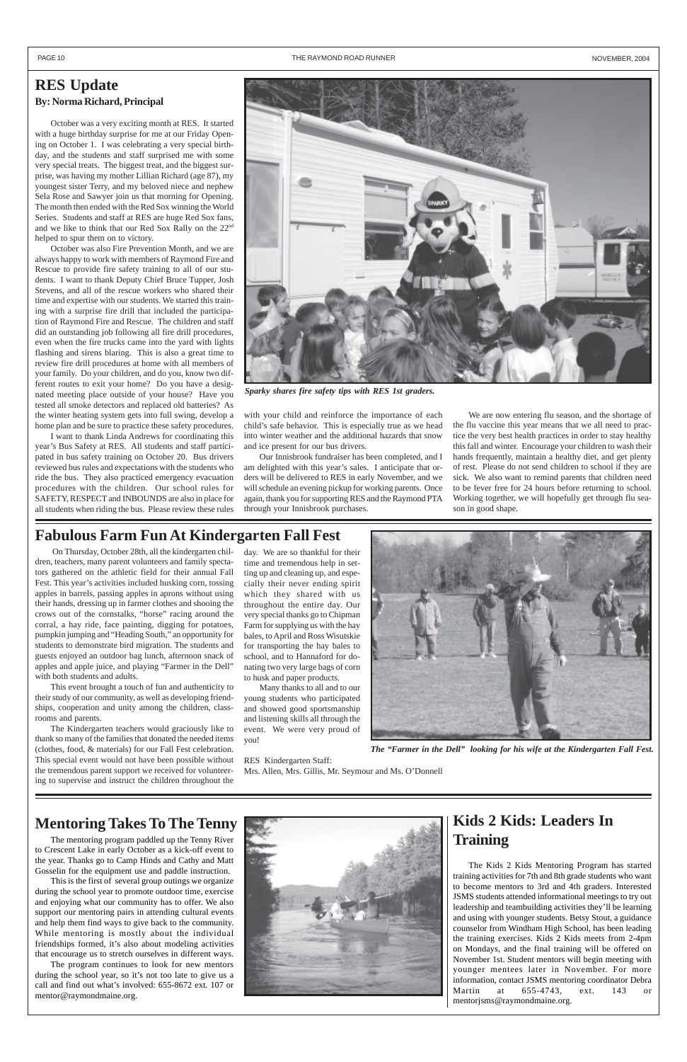## RES Update

**By: Norma Richard, Principal**

October was a very exciting month at RES. It started with a huge birthday surprise for me at our Friday Opening on October 1. I was celebrating a very special birthday, and the students and staff surprised me with some very special treats. The biggest treat, and the biggest surprise, was having my mother Lillian Richard (age 87), my youngest sister Terry, and my beloved niece and nephew Sela Rose and Sawyer join us that morning for Opening. The month then ended with the Red Sox winning the World Series. Students and staff at RES are huge Red Sox fans, and we like to think that our Red Sox Rally on the 22nd helped to spur them on to victory.

October was also Fire Prevention Month, and we are always happy to work with members of Raymond Fire and Rescue to provide fire safety training to all of our students. I want to thank Deputy Chief Bruce Tupper, Josh Stevens, and all of the rescue workers who shared their time and expertise with our students. We started this training with a surprise fire drill that included the participation of Raymond Fire and Rescue. The children and staff did an outstanding job following all fire drill procedures, even when the fire trucks came into the yard with lights flashing and sirens blaring. This is also a great time to review fire drill procedures at home with all members of your family. Do your children, and do you, know two different routes to exit your home? Do you have a designated meeting place outside of your house? Have you tested all smoke detectors and replaced old batteries? As the winter heating system gets into full swing, develop a home plan and be sure to practice these safety procedures.

I want to thank Linda Andrews for coordinating this year's Bus Safety at RES. All students and staff participated in bus safety training on October 20. Bus drivers reviewed bus rules and expectations with the students who ride the bus. They also practiced emergency evacuation procedures with the children. Our school rules for SAFETY, RESPECT and INBOUNDS are also in place for all students when riding the bus. Please review these rules with your child and reinforce the importance of each child's safe behavior. This is especially true as we head into winter weather and the additional hazards that snow and ice present for our bus drivers.

Our Innisbrook fundraiser has been completed, and I am delighted with this year's sales. I anticipate that orders will be delivered to RES in early November, and we will schedule an evening pickup for working parents. Once again, thank you for supporting RES and the Raymond PTA through your Innisbrook purchases.

We are now entering flu season, and the shortage of the flu vaccine this year means that we all need to practice the very best health practices in order to stay healthy this fall and winter. Encourage your children to wash their hands frequently, maintain a healthy diet, and get plenty of rest. Please do not send children to school if they are sick. We also want to remind parents that children need to be fever free for 24 hours before returning to school. Working together, we will hopefully get through flu season in good shape.

*Sparky shares fire safety tips with RES 1st graders.*

## Fabulous Farm Fun At Kindergarten Fall Fest

On Thursday, October 28th, all the kindergarten children, teachers, many parent volunteers and family spectators gathered on the athletic field for their annual Fall Fest. This year's activities included husking corn, tossing apples in barrels, passing apples in aprons without using their hands, dressing up in farmer clothes and shooing the crows out of the cornstalks, "horse" racing around the corral, a hay ride, face painting, digging for potatoes, pumpkin jumping and "Heading South," an opportunity for students to demonstrate bird migration. The students and guests enjoyed an outdoor bag lunch, afternoon snack of apples and apple juice, and playing "Farmer in the Dell" with both students and adults.

This event brought a touch of fun and authenticity to their study of our community, as well as developing friendships, cooperation and unity among the children, classrooms and parents.

The Kindergarten teachers would graciously like to thank so many of the families that donated the needed items (clothes, food, & materials) for our Fall Fest celebration. This special event would not have been possible without the tremendous parent support we received for volunteering to supervise and instruct the children throughout the day. We are so thankful for their time and tremendous help in setting up and cleaning up, and especially their never ending spirit which they shared with us throughout the entire day. Our very special thanks go to Chipman Farm for supplying us with the hay bales, to April and Ross Wisutskie for transporting the hay bales to school, and to Hannaford for donating two very large bags of corn to husk and paper products.

Many thanks to all and to our young students who participated and showed good sportsmanship and listening skills all through the event. We were very proud of you!

RES Kindergarten Staff:
Mrs. Allen, Mrs. Gillis, Mr. Seymour and Ms. O'Donnell

*The "Farmer in the Dell" looking for his wife at the Kindergarten Fall Fest.*

## Mentoring Takes To The Tenny

The mentoring program paddled up the Tenny River to Crescent Lake in early October as a kick-off event to the year. Thanks go to Camp Hinds and Cathy and Matt Gosselin for the equipment use and paddle instruction.

This is the first of several group outings we organize during the school year to promote outdoor time, exercise and enjoying what our community has to offer. We also support our mentoring pairs in attending cultural events and help them find ways to give back to the community. While mentoring is mostly about the individual friendships formed, it's also about modeling activities that encourage us to stretch ourselves in different ways.

The program continues to look for new mentors during the school year, so it's not too late to give us a call and find out what's involved: 655-8672 ext. 107 or mentor@raymondmaine.org.

## Kids 2 Kids: Leaders In Training

The Kids 2 Kids Mentoring Program has started training activities for 7th and 8th grade students who want to become mentors to 3rd and 4th graders. Interested JSMS students attended informational meetings to try out leadership and teambuilding activities they'll be learning and using with younger students. Betsy Stout, a guidance counselor from Windham High School, has been leading the training exercises. Kids 2 Kids meets from 2-4pm on Mondays, and the final training will be offered on November 1st. Student mentors will begin meeting with younger mentees later in November. For more information, contact JSMS mentoring coordinator Debra Martin at 655-4743, ext. 143 or mentorjsms@raymondmaine.org.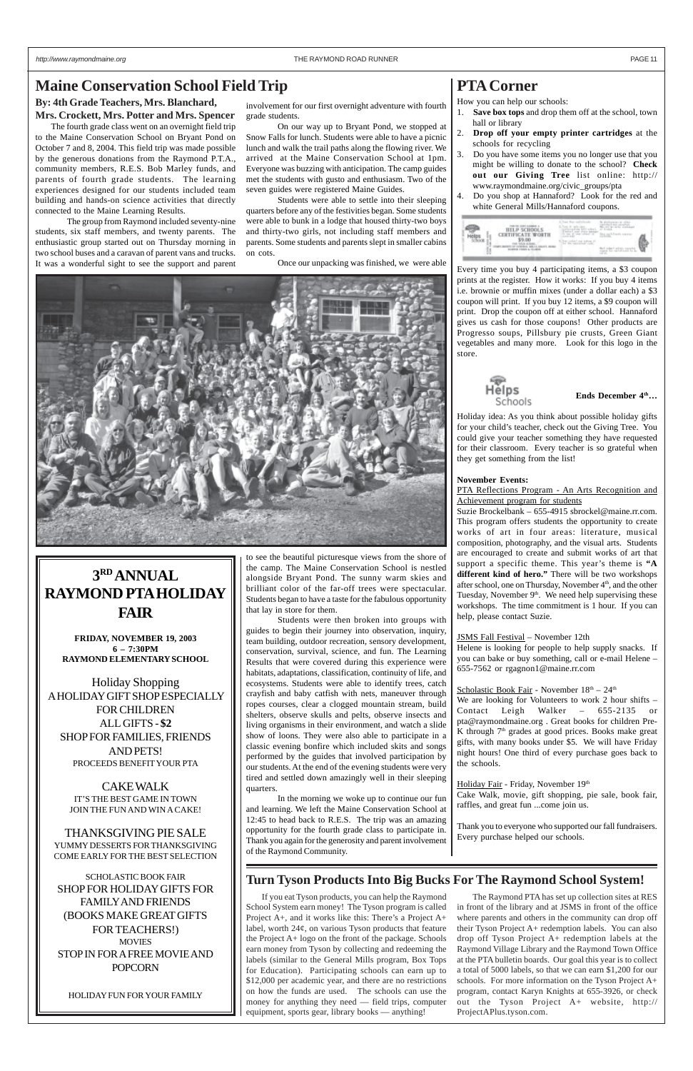# Maine Conservation School Field Trip

**By: 4th Grade Teachers, Mrs. Blanchard, Mrs. Crockett, Mrs. Potter and Mrs. Spencer**

The fourth grade class went on an overnight field trip to the Maine Conservation School on Bryant Pond on October 7 and 8, 2004. This field trip was made possible by the generous donations from the Raymond P.T.A., community members, R.E.S. Bob Marley funds, and parents of fourth grade students. The learning experiences designed for our students included team building and hands-on science activities that directly connected to the Maine Learning Results.

The group from Raymond included seventy-nine students, six staff members, and twenty parents. The enthusiastic group started out on Thursday morning in two school buses and a caravan of parent vans and trucks. It was a wonderful sight to see the support and parent involvement for our first overnight adventure with fourth grade students.

On our way up to Bryant Pond, we stopped at Snow Falls for lunch. Students were able to have a picnic lunch and walk the trail paths along the flowing river. We arrived at the Maine Conservation School at 1pm. Everyone was buzzing with anticipation. The camp guides met the students with gusto and enthusiasm. Two of the seven guides were registered Maine Guides.

Students were able to settle into their sleeping quarters before any of the festivities began. Some students were able to bunk in a lodge that housed thirty-two boys and thirty-two girls, not including staff members and parents. Some students and parents slept in smaller cabins on cots.

Once our unpacking was finished, we were able to see the beautiful picturesque views from the shore of the camp. The Maine Conservation School is nestled alongside Bryant Pond. The sunny warm skies and brilliant color of the far-off trees were spectacular. Students began to have a taste for the fabulous opportunity that lay in store for them.

Students were then broken into groups with guides to begin their journey into observation, inquiry, team building, outdoor recreation, sensory development, conservation, survival, science, and fun. The Learning Results that were covered during this experience were habitats, adaptations, classification, continuity of life, and ecosystems. Students were able to identify trees, catch crayfish and baby catfish with nets, maneuver through ropes courses, clear a clogged mountain stream, build shelters, observe skulls and pelts, observe insects and living organisms in their environment, and watch a slide show of loons. They were also able to participate in a classic evening bonfire which included skits and songs performed by the guides that involved participation by our students. At the end of the evening students were very tired and settled down amazingly well in their sleeping quarters.

In the morning we woke up to continue our fun and learning. We left the Maine Conservation School at 12:45 to head back to R.E.S. The trip was an amazing opportunity for the fourth grade class to participate in. Thank you again for the generosity and parent involvement of the Raymond Community.

# 3RD ANNUAL RAYMOND PTA HOLIDAY FAIR

**FRIDAY, NOVEMBER 19, 2003**
**6 – 7:30PM**
**RAYMOND ELEMENTARY SCHOOL**

Holiday Shopping
A HOLIDAY GIFT SHOP ESPECIALLY FOR CHILDREN
ALL GIFTS - **$2**
SHOP FOR FAMILIES, FRIENDS AND PETS!
PROCEEDS BENEFIT YOUR PTA

CAKE WALK
IT'S THE BEST GAME IN TOWN
JOIN THE FUN AND WIN A CAKE!

THANKSGIVING PIE SALE
YUMMY DESSERTS FOR THANKSGIVING
COME EARLY FOR THE BEST SELECTION

SCHOLASTIC BOOK FAIR
SHOP FOR HOLIDAY GIFTS FOR FAMILY AND FRIENDS
(BOOKS MAKE GREAT GIFTS FOR TEACHERS!)
MOVIES
STOP IN FOR A FREE MOVIE AND POPCORN

HOLIDAY FUN FOR YOUR FAMILY

# PTA Corner

How you can help our schools:

1. **Save box tops** and drop them off at the school, town hall or library
2. **Drop off your empty printer cartridges** at the schools for recycling
3. Do you have some items you no longer use that you might be willing to donate to the school? **Check out our Giving Tree** list online: http://www.raymondmaine.org/civic_groups/pta
4. Do you shop at Hannaford? Look for the red and white General Mills/Hannaford coupons.

Every time you buy 4 participating items, a $3 coupon prints at the register. How it works: If you buy 4 items i.e. brownie or muffin mixes (under a dollar each) a $3 coupon will print. If you buy 12 items, a $9 coupon will print. Drop the coupon off at either school. Hannaford gives us cash for those coupons! Other products are Progresso soups, Pillsbury pie crusts, Green Giant vegetables and many more. Look for this logo in the store.

**Ends December 4th…**

Holiday idea: As you think about possible holiday gifts for your child's teacher, check out the Giving Tree. You could give your teacher something they have requested for their classroom. Every teacher is so grateful when they get something from the list!

**November Events:**

PTA Reflections Program - An Arts Recognition and Achievement program for students
Suzie Brockelbank – 655-4915 sbrockel@maine.rr.com. This program offers students the opportunity to create works of art in four areas: literature, musical composition, photography, and the visual arts. Students are encouraged to create and submit works of art that support a specific theme. This year's theme is **"A different kind of hero."** There will be two workshops after school, one on Thursday, November 4th, and the other Tuesday, November 9th. We need help supervising these workshops. The time commitment is 1 hour. If you can help, please contact Suzie.

JSMS Fall Festival – November 12th
Helene is looking for people to help supply snacks. If you can bake or buy something, call or e-mail Helene – 655-7562 or rgagnon1@maine.rr.com

Scholastic Book Fair - November 18th – 24th
We are looking for Volunteers to work 2 hour shifts – Contact Leigh Walker – 655-2135 or pta@raymondmaine.org . Great books for children Pre-K through 7th grades at good prices. Books make great gifts, with many books under $5. We will have Friday night hours! One third of every purchase goes back to the schools.

Holiday Fair - Friday, November 19th
Cake Walk, movie, gift shopping, pie sale, book fair, raffles, and great fun ...come join us.

Thank you to everyone who supported our fall fundraisers. Every purchase helped our schools.

## Turn Tyson Products Into Big Bucks For The Raymond School System!

If you eat Tyson products, you can help the Raymond School System earn money! The Tyson program is called Project A+, and it works like this: There's a Project A+ label, worth 24¢, on various Tyson products that feature the Project A+ logo on the front of the package. Schools earn money from Tyson by collecting and redeeming the labels (similar to the General Mills program, Box Tops for Education). Participating schools can earn up to $12,000 per academic year, and there are no restrictions on how the funds are used. The schools can use the money for anything they need — field trips, computer equipment, sports gear, library books — anything!

The Raymond PTA has set up collection sites at RES in front of the library and at JSMS in front of the office where parents and others in the community can drop off their Tyson Project A+ redemption labels. You can also drop off Tyson Project A+ redemption labels at the Raymond Village Library and the Raymond Town Office at the PTA bulletin boards. Our goal this year is to collect a total of 5000 labels, so that we can earn $1,200 for our schools. For more information on the Tyson Project A+ program, contact Karyn Knights at 655-3926, or check out the Tyson Project A+ website, http://ProjectAPlus.tyson.com.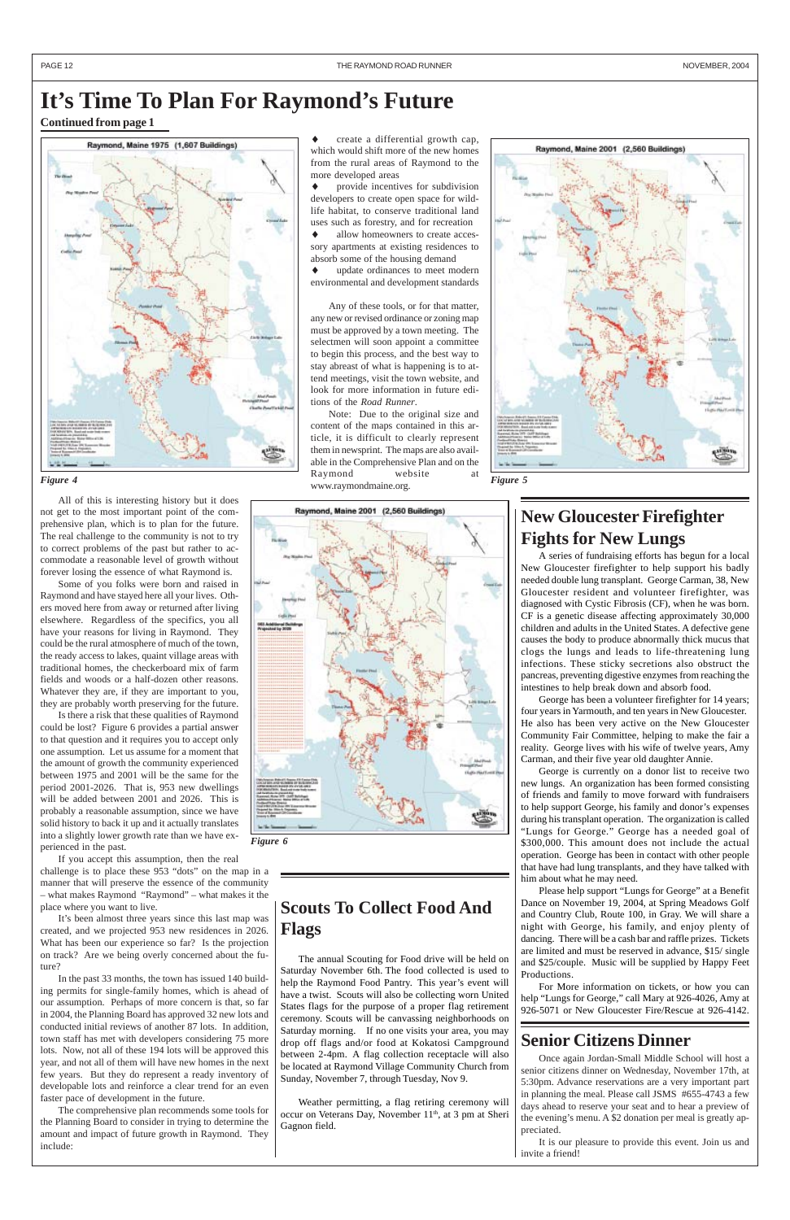# It's Time To Plan For Raymond's Future

**Continued from page 1**

Figure 4

- create a differential growth cap, which would shift more of the new homes from the rural areas of Raymond to the more developed areas
- provide incentives for subdivision developers to create open space for wildlife habitat, to conserve traditional land uses such as forestry, and for recreation
- allow homeowners to create accessory apartments at existing residences to absorb some of the housing demand
- update ordinances to meet modern environmental and development standards

Any of these tools, or for that matter, any new or revised ordinance or zoning map must be approved by a town meeting. The selectmen will soon appoint a committee to begin this process, and the best way to stay abreast of what is happening is to attend meetings, visit the town website, and look for more information in future editions of the *Road Runner*.

Note: Due to the original size and content of the maps contained in this article, it is difficult to clearly represent them in newsprint. The maps are also available in the Comprehensive Plan and on the Raymond website at www.raymondmaine.org.

Figure 5

All of this is interesting history but it does not get to the most important point of the comprehensive plan, which is to plan for the future. The real challenge to the community is not to try to correct problems of the past but rather to accommodate a reasonable level of growth without forever losing the essence of what Raymond is.

Some of you folks were born and raised in Raymond and have stayed here all your lives. Others moved here from away or returned after living elsewhere. Regardless of the specifics, you all have your reasons for living in Raymond. They could be the rural atmosphere of much of the town, the ready access to lakes, quaint village areas with traditional homes, the checkerboard mix of farm fields and woods or a half-dozen other reasons. Whatever they are, if they are important to you, they are probably worth preserving for the future.

Is there a risk that these qualities of Raymond could be lost? Figure 6 provides a partial answer to that question and it requires you to accept only one assumption. Let us assume for a moment that the amount of growth the community experienced between 1975 and 2001 will be the same for the period 2001-2026. That is, 953 new dwellings will be added between 2001 and 2026. This is probably a reasonable assumption, since we have solid history to back it up and it actually translates into a slightly lower growth rate than we have experienced in the past.

If you accept this assumption, then the real challenge is to place these 953 "dots" on the map in a manner that will preserve the essence of the community – what makes Raymond "Raymond" – what makes it the place where you want to live.

It's been almost three years since this last map was created, and we projected 953 new residences in 2026. What has been our experience so far? Is the projection on track? Are we being overly concerned about the future?

In the past 33 months, the town has issued 140 building permits for single-family homes, which is ahead of our assumption. Perhaps of more concern is that, so far in 2004, the Planning Board has approved 32 new lots and conducted initial reviews of another 87 lots. In addition, town staff has met with developers considering 75 more lots. Now, not all of these 194 lots will be approved this year, and not all of them will have new homes in the next few years. But they do represent a ready inventory of developable lots and reinforce a clear trend for an even faster pace of development in the future.

The comprehensive plan recommends some tools for the Planning Board to consider in trying to determine the amount and impact of future growth in Raymond. They include:

Figure 6

## Scouts To Collect Food And Flags

The annual Scouting for Food drive will be held on Saturday November 6th. The food collected is used to help the Raymond Food Pantry. This year's event will have a twist. Scouts will also be collecting worn United States flags for the purpose of a proper flag retirement ceremony. Scouts will be canvassing neighborhoods on Saturday morning. If no one visits your area, you may drop off flags and/or food at Kokatosi Campground between 2-4pm. A flag collection receptacle will also be located at Raymond Village Community Church from Sunday, November 7, through Tuesday, Nov 9.

Weather permitting, a flag retiring ceremony will occur on Veterans Day, November 11th, at 3 pm at Sheri Gagnon field.

## New Gloucester Firefighter Fights for New Lungs

A series of fundraising efforts has begun for a local New Gloucester firefighter to help support his badly needed double lung transplant. George Carman, 38, New Gloucester resident and volunteer firefighter, was diagnosed with Cystic Fibrosis (CF), when he was born. CF is a genetic disease affecting approximately 30,000 children and adults in the United States. A defective gene causes the body to produce abnormally thick mucus that clogs the lungs and leads to life-threatening lung infections. These sticky secretions also obstruct the pancreas, preventing digestive enzymes from reaching the intestines to help break down and absorb food.

George has been a volunteer firefighter for 14 years; four years in Yarmouth, and ten years in New Gloucester. He also has been very active on the New Gloucester Community Fair Committee, helping to make the fair a reality. George lives with his wife of twelve years, Amy Carman, and their five year old daughter Annie.

George is currently on a donor list to receive two new lungs. An organization has been formed consisting of friends and family to move forward with fundraisers to help support George, his family and donor's expenses during his transplant operation. The organization is called "Lungs for George." George has a needed goal of $300,000. This amount does not include the actual operation. George has been in contact with other people that have had lung transplants, and they have talked with him about what he may need.

Please help support "Lungs for George" at a Benefit Dance on November 19, 2004, at Spring Meadows Golf and Country Club, Route 100, in Gray. We will share a night with George, his family, and enjoy plenty of dancing. There will be a cash bar and raffle prizes. Tickets are limited and must be reserved in advance, $15/ single and $25/couple. Music will be supplied by Happy Feet Productions.

For More information on tickets, or how you can help "Lungs for George," call Mary at 926-4026, Amy at 926-5071 or New Gloucester Fire/Rescue at 926-4142.

## Senior Citizens Dinner

Once again Jordan-Small Middle School will host a senior citizens dinner on Wednesday, November 17th, at 5:30pm. Advance reservations are a very important part in planning the meal. Please call JSMS #655-4743 a few days ahead to reserve your seat and to hear a preview of the evening's menu. A $2 donation per meal is greatly appreciated.

It is our pleasure to provide this event. Join us and invite a friend!